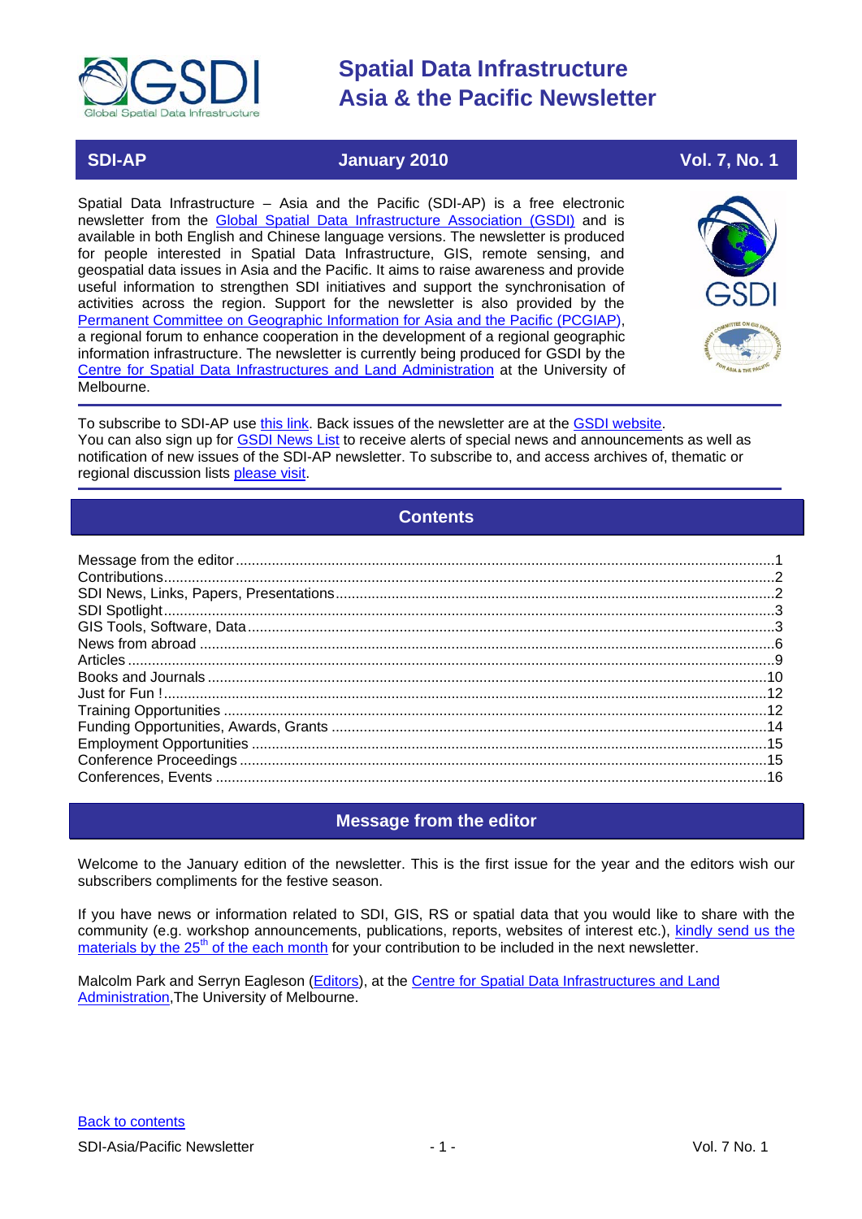# Spatial Data Infrastructure Asia & the Pacific Newsletter

**SDI-AP** | **January 2010** | **Vol. 7, No. 1**

Spatial Data Infrastructure – Asia and the Pacific (SDI-AP) is a free electronic newsletter from the Global Spatial Data Infrastructure Association (GSDI) and is available in both English and Chinese language versions. The newsletter is produced for people interested in Spatial Data Infrastructure, GIS, remote sensing, and geospatial data issues in Asia and the Pacific. It aims to raise awareness and provide useful information to strengthen SDI initiatives and support the synchronisation of activities across the region. Support for the newsletter is also provided by the Permanent Committee on Geographic Information for Asia and the Pacific (PCGIAP), a regional forum to enhance cooperation in the development of a regional geographic information infrastructure. The newsletter is currently being produced for GSDI by the Centre for Spatial Data Infrastructures and Land Administration at the University of Melbourne.

To subscribe to SDI-AP use this link. Back issues of the newsletter are at the GSDI website. You can also sign up for GSDI News List to receive alerts of special news and announcements as well as notification of new issues of the SDI-AP newsletter. To subscribe to, and access archives of, thematic or regional discussion lists please visit.

## Contents

- Message from the editor ....1
- Contributions ....2
- SDI News, Links, Papers, Presentations ....2
- SDI Spotlight ....3
- GIS Tools, Software, Data ....3
- News from abroad ....6
- Articles ....9
- Books and Journals ....10
- Just for Fun ! ....12
- Training Opportunities ....12
- Funding Opportunities, Awards, Grants ....14
- Employment Opportunities ....15
- Conference Proceedings ....15
- Conferences, Events ....16

## Message from the editor

Welcome to the January edition of the newsletter. This is the first issue for the year and the editors wish our subscribers compliments for the festive season.

If you have news or information related to SDI, GIS, RS or spatial data that you would like to share with the community (e.g. workshop announcements, publications, reports, websites of interest etc.), kindly send us the materials by the 25th of the each month for your contribution to be included in the next newsletter.

Malcolm Park and Serryn Eagleson (Editors), at the Centre for Spatial Data Infrastructures and Land Administration, The University of Melbourne.

Back to contents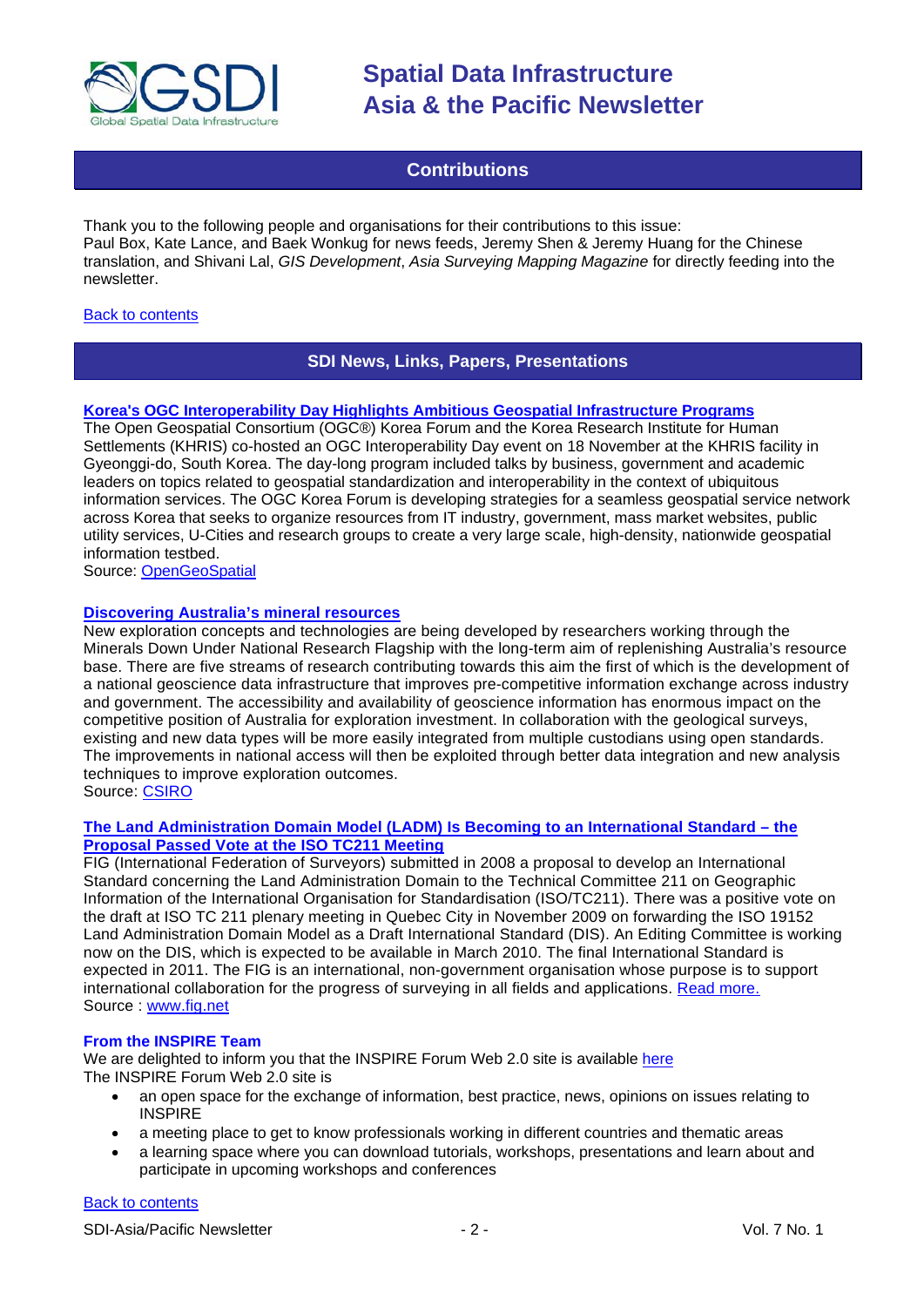## Contributions

Thank you to the following people and organisations for their contributions to this issue:
Paul Box, Kate Lance, and Baek Wonkug for news feeds, Jeremy Shen & Jeremy Huang for the Chinese translation, and Shivani Lal, *GIS Development*, *Asia Surveying Mapping Magazine* for directly feeding into the newsletter.

Back to contents

## SDI News, Links, Papers, Presentations

### Korea's OGC Interoperability Day Highlights Ambitious Geospatial Infrastructure Programs

The Open Geospatial Consortium (OGC®) Korea Forum and the Korea Research Institute for Human Settlements (KHRIS) co-hosted an OGC Interoperability Day event on 18 November at the KHRIS facility in Gyeonggi-do, South Korea. The day-long program included talks by business, government and academic leaders on topics related to geospatial standardization and interoperability in the context of ubiquitous information services. The OGC Korea Forum is developing strategies for a seamless geospatial service network across Korea that seeks to organize resources from IT industry, government, mass market websites, public utility services, U-Cities and research groups to create a very large scale, high-density, nationwide geospatial information testbed.
Source: OpenGeoSpatial

### Discovering Australia's mineral resources

New exploration concepts and technologies are being developed by researchers working through the Minerals Down Under National Research Flagship with the long-term aim of replenishing Australia's resource base. There are five streams of research contributing towards this aim the first of which is the development of a national geoscience data infrastructure that improves pre-competitive information exchange across industry and government. The accessibility and availability of geoscience information has enormous impact on the competitive position of Australia for exploration investment. In collaboration with the geological surveys, existing and new data types will be more easily integrated from multiple custodians using open standards. The improvements in national access will then be exploited through better data integration and new analysis techniques to improve exploration outcomes.
Source: CSIRO

### The Land Administration Domain Model (LADM) Is Becoming to an International Standard – the Proposal Passed Vote at the ISO TC211 Meeting

FIG (International Federation of Surveyors) submitted in 2008 a proposal to develop an International Standard concerning the Land Administration Domain to the Technical Committee 211 on Geographic Information of the International Organisation for Standardisation (ISO/TC211). There was a positive vote on the draft at ISO TC 211 plenary meeting in Quebec City in November 2009 on forwarding the ISO 19152 Land Administration Domain Model as a Draft International Standard (DIS). An Editing Committee is working now on the DIS, which is expected to be available in March 2010. The final International Standard is expected in 2011. The FIG is an international, non-government organisation whose purpose is to support international collaboration for the progress of surveying in all fields and applications. Read more.
Source : www.fig.net

### From the INSPIRE Team

We are delighted to inform you that the INSPIRE Forum Web 2.0 site is available here
The INSPIRE Forum Web 2.0 site is

- an open space for the exchange of information, best practice, news, opinions on issues relating to INSPIRE
- a meeting place to get to know professionals working in different countries and thematic areas
- a learning space where you can download tutorials, workshops, presentations and learn about and participate in upcoming workshops and conferences

Back to contents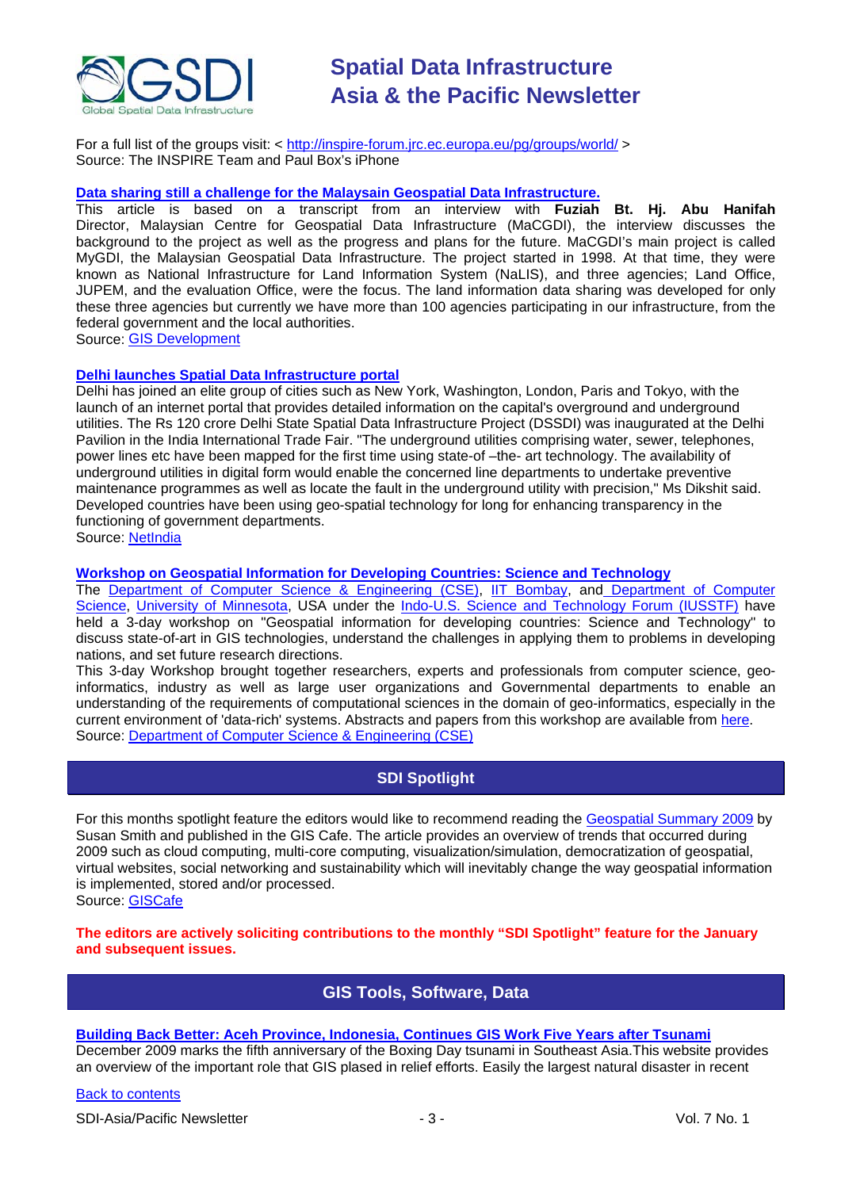For a full list of the groups visit: < http://inspire-forum.jrc.ec.europa.eu/pg/groups/world/ >
Source: The INSPIRE Team and Paul Box's iPhone

**Data sharing still a challenge for the Malaysain Geospatial Data Infrastructure.**
This article is based on a transcript from an interview with **Fuziah Bt. Hj. Abu Hanifah** Director, Malaysian Centre for Geospatial Data Infrastructure (MaCGDI), the interview discusses the background to the project as well as the progress and plans for the future. MaCGDI's main project is called MyGDI, the Malaysian Geospatial Data Infrastructure. The project started in 1998. At that time, they were known as National Infrastructure for Land Information System (NaLIS), and three agencies; Land Office, JUPEM, and the evaluation Office, were the focus. The land information data sharing was developed for only these three agencies but currently we have more than 100 agencies participating in our infrastructure, from the federal government and the local authorities.
Source: GIS Development

**Delhi launches Spatial Data Infrastructure portal**
Delhi has joined an elite group of cities such as New York, Washington, London, Paris and Tokyo, with the launch of an internet portal that provides detailed information on the capital's overground and underground utilities. The Rs 120 crore Delhi State Spatial Data Infrastructure Project (DSSDI) was inaugurated at the Delhi Pavilion in the India International Trade Fair. "The underground utilities comprising water, sewer, telephones, power lines etc have been mapped for the first time using state-of –the- art technology. The availability of underground utilities in digital form would enable the concerned line departments to undertake preventive maintenance programmes as well as locate the fault in the underground utility with precision," Ms Dikshit said. Developed countries have been using geo-spatial technology for long for enhancing transparency in the functioning of government departments.
Source: NetIndia

**Workshop on Geospatial Information for Developing Countries: Science and Technology**
The Department of Computer Science & Engineering (CSE), IIT Bombay, and Department of Computer Science, University of Minnesota, USA under the Indo-U.S. Science and Technology Forum (IUSSTF) have held a 3-day workshop on "Geospatial information for developing countries: Science and Technology" to discuss state-of-art in GIS technologies, understand the challenges in applying them to problems in developing nations, and set future research directions.
This 3-day Workshop brought together researchers, experts and professionals from computer science, geo-informatics, industry as well as large user organizations and Governmental departments to enable an understanding of the requirements of computational sciences in the domain of geo-informatics, especially in the current environment of 'data-rich' systems. Abstracts and papers from this workshop are available from here.
Source: Department of Computer Science & Engineering (CSE)

## SDI Spotlight

For this months spotlight feature the editors would like to recommend reading the Geospatial Summary 2009 by Susan Smith and published in the GIS Cafe. The article provides an overview of trends that occurred during 2009 such as cloud computing, multi-core computing, visualization/simulation, democratization of geospatial, virtual websites, social networking and sustainability which will inevitably change the way geospatial information is implemented, stored and/or processed.
Source: GISCafe

**The editors are actively soliciting contributions to the monthly "SDI Spotlight" feature for the January and subsequent issues.**

## GIS Tools, Software, Data

**Building Back Better: Aceh Province, Indonesia, Continues GIS Work Five Years after Tsunami**
December 2009 marks the fifth anniversary of the Boxing Day tsunami in Southeast Asia.This website provides an overview of the important role that GIS plased in relief efforts. Easily the largest natural disaster in recent

Back to contents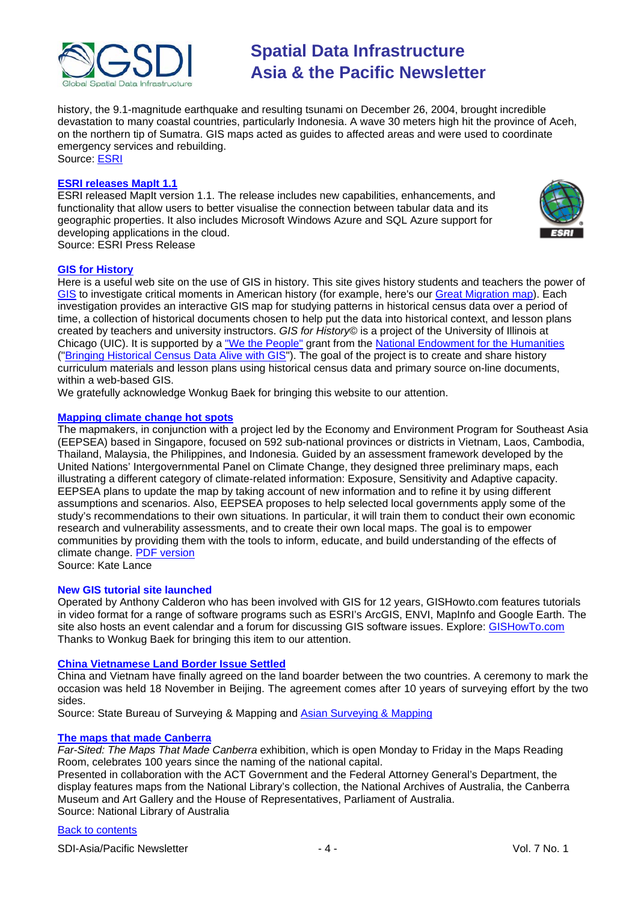history, the 9.1-magnitude earthquake and resulting tsunami on December 26, 2004, brought incredible devastation to many coastal countries, particularly Indonesia. A wave 30 meters high hit the province of Aceh, on the northern tip of Sumatra. GIS maps acted as guides to affected areas and were used to coordinate emergency services and rebuilding.
Source: ESRI

### ESRI releases MapIt 1.1

ESRI released MapIt version 1.1. The release includes new capabilities, enhancements, and functionality that allow users to better visualise the connection between tabular data and its geographic properties. It also includes Microsoft Windows Azure and SQL Azure support for developing applications in the cloud.
Source: ESRI Press Release

### GIS for History

Here is a useful web site on the use of GIS in history. This site gives history students and teachers the power of GIS to investigate critical moments in American history (for example, here's our Great Migration map). Each investigation provides an interactive GIS map for studying patterns in historical census data over a period of time, a collection of historical documents chosen to help put the data into historical context, and lesson plans created by teachers and university instructors. *GIS for History©* is a project of the University of Illinois at Chicago (UIC). It is supported by a "We the People" grant from the National Endowment for the Humanities ("Bringing Historical Census Data Alive with GIS"). The goal of the project is to create and share history curriculum materials and lesson plans using historical census data and primary source on-line documents, within a web-based GIS.
We gratefully acknowledge Wonkug Baek for bringing this website to our attention.

### Mapping climate change hot spots

The mapmakers, in conjunction with a project led by the Economy and Environment Program for Southeast Asia (EEPSEA) based in Singapore, focused on 592 sub-national provinces or districts in Vietnam, Laos, Cambodia, Thailand, Malaysia, the Philippines, and Indonesia. Guided by an assessment framework developed by the United Nations' Intergovernmental Panel on Climate Change, they designed three preliminary maps, each illustrating a different category of climate-related information: Exposure, Sensitivity and Adaptive capacity. EEPSEA plans to update the map by taking account of new information and to refine it by using different assumptions and scenarios. Also, EEPSEA proposes to help selected local governments apply some of the study's recommendations to their own situations. In particular, it will train them to conduct their own economic research and vulnerability assessments, and to create their own local maps. The goal is to empower communities by providing them with the tools to inform, educate, and build understanding of the effects of climate change. PDF version
Source: Kate Lance

### New GIS tutorial site launched

Operated by Anthony Calderon who has been involved with GIS for 12 years, GISHowto.com features tutorials in video format for a range of software programs such as ESRI's ArcGIS, ENVI, MapInfo and Google Earth. The site also hosts an event calendar and a forum for discussing GIS software issues. Explore: GISHowTo.com
Thanks to Wonkug Baek for bringing this item to our attention.

### China Vietnamese Land Border Issue Settled

China and Vietnam have finally agreed on the land boarder between the two countries. A ceremony to mark the occasion was held 18 November in Beijing. The agreement comes after 10 years of surveying effort by the two sides.
Source: State Bureau of Surveying & Mapping and Asian Surveying & Mapping

### The maps that made Canberra

*Far-Sited: The Maps That Made Canberra* exhibition, which is open Monday to Friday in the Maps Reading Room, celebrates 100 years since the naming of the national capital.
Presented in collaboration with the ACT Government and the Federal Attorney General's Department, the display features maps from the National Library's collection, the National Archives of Australia, the Canberra Museum and Art Gallery and the House of Representatives, Parliament of Australia.
Source: National Library of Australia

Back to contents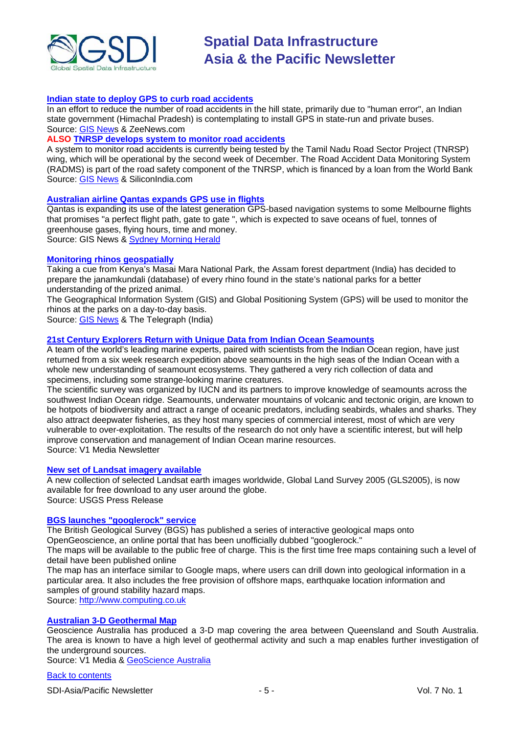### [Indian state to deploy GPS to curb road accidents]

In an effort to reduce the number of road accidents in the hill state, primarily due to "human error", an Indian state government (Himachal Pradesh) is contemplating to install GPS in state-run and private buses.
Source: GIS News & ZeeNews.com

**ALSO** **TNRSP develops system to monitor road accidents**

A system to monitor road accidents is currently being tested by the Tamil Nadu Road Sector Project (TNRSP) wing, which will be operational by the second week of December. The Road Accident Data Monitoring System (RADMS) is part of the road safety component of the TNRSP, which is financed by a loan from the World Bank
Source: GIS News & SiliconIndia.com

### Australian airline Qantas expands GPS use in flights

Qantas is expanding its use of the latest generation GPS-based navigation systems to some Melbourne flights that promises "a perfect flight path, gate to gate ", which is expected to save oceans of fuel, tonnes of greenhouse gases, flying hours, time and money.
Source: GIS News & Sydney Morning Herald

### Monitoring rhinos geospatially

Taking a cue from Kenya's Masai Mara National Park, the Assam forest department (India) has decided to prepare the janamkundali (database) of every rhino found in the state's national parks for a better understanding of the prized animal.

The Geographical Information System (GIS) and Global Positioning System (GPS) will be used to monitor the rhinos at the parks on a day-to-day basis.
Source: GIS News & The Telegraph (India)

### 21st Century Explorers Return with Unique Data from Indian Ocean Seamounts

A team of the world's leading marine experts, paired with scientists from the Indian Ocean region, have just returned from a six week research expedition above seamounts in the high seas of the Indian Ocean with a whole new understanding of seamount ecosystems. They gathered a very rich collection of data and specimens, including some strange-looking marine creatures.

The scientific survey was organized by IUCN and its partners to improve knowledge of seamounts across the southwest Indian Ocean ridge. Seamounts, underwater mountains of volcanic and tectonic origin, are known to be hotpots of biodiversity and attract a range of oceanic predators, including seabirds, whales and sharks. They also attract deepwater fisheries, as they host many species of commercial interest, most of which are very vulnerable to over-exploitation. The results of the research do not only have a scientific interest, but will help improve conservation and management of Indian Ocean marine resources.
Source: V1 Media Newsletter

### New set of Landsat imagery available

A new collection of selected Landsat earth images worldwide, Global Land Survey 2005 (GLS2005), is now available for free download to any user around the globe.
Source: USGS Press Release

### BGS launches "googlerock" service

The British Geological Survey (BGS) has published a series of interactive geological maps onto OpenGeoscience, an online portal that has been unofficially dubbed "googlerock."

The maps will be available to the public free of charge. This is the first time free maps containing such a level of detail have been published online

The map has an interface similar to Google maps, where users can drill down into geological information in a particular area. It also includes the free provision of offshore maps, earthquake location information and samples of ground stability hazard maps.
Source: http://www.computing.co.uk

### Australian 3-D Geothermal Map

Geoscience Australia has produced a 3-D map covering the area between Queensland and South Australia. The area is known to have a high level of geothermal activity and such a map enables further investigation of the underground sources.
Source: V1 Media & GeoScience Australia

Back to contents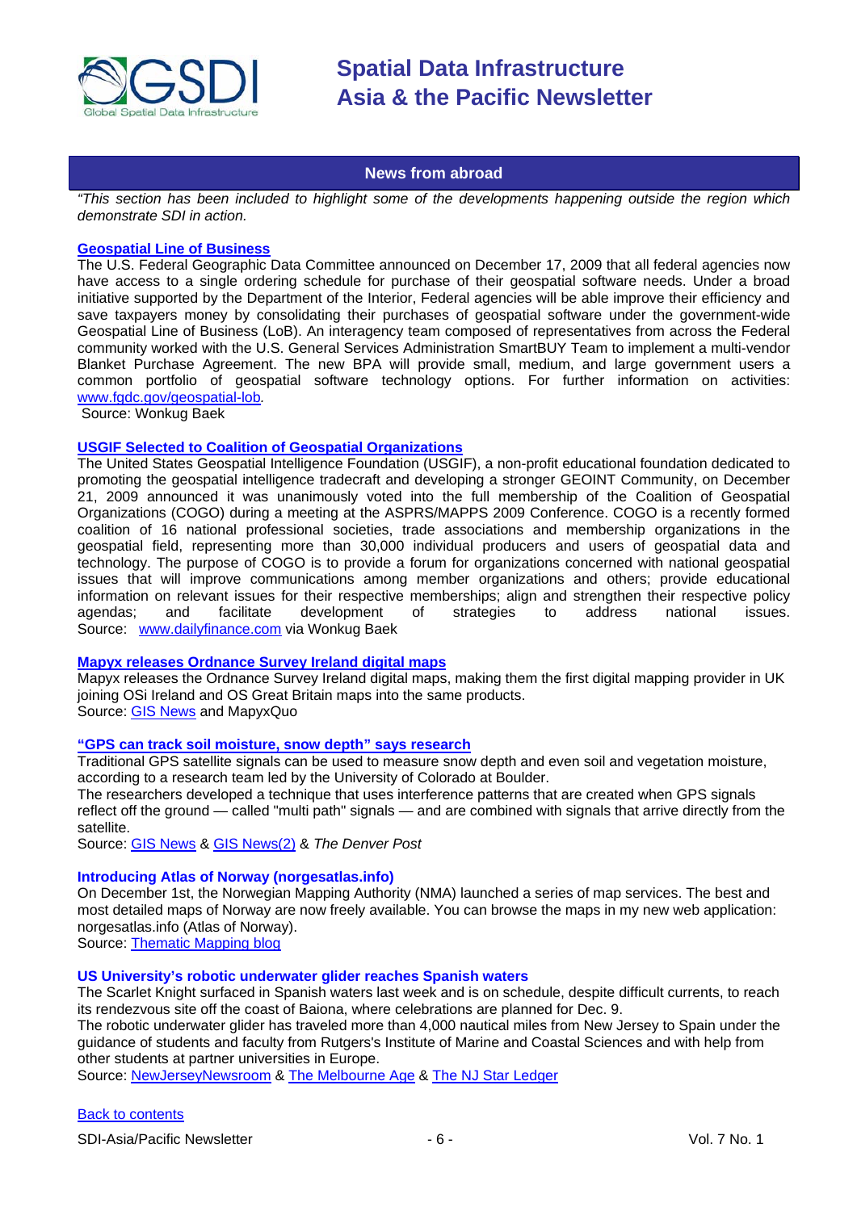## News from abroad

*"This section has been included to highlight some of the developments happening outside the region which demonstrate SDI in action.*

**Geospatial Line of Business**

The U.S. Federal Geographic Data Committee announced on December 17, 2009 that all federal agencies now have access to a single ordering schedule for purchase of their geospatial software needs. Under a broad initiative supported by the Department of the Interior, Federal agencies will be able improve their efficiency and save taxpayers money by consolidating their purchases of geospatial software under the government-wide Geospatial Line of Business (LoB). An interagency team composed of representatives from across the Federal community worked with the U.S. General Services Administration SmartBUY Team to implement a multi-vendor Blanket Purchase Agreement. The new BPA will provide small, medium, and large government users a common portfolio of geospatial software technology options. For further information on activities: www.fgdc.gov/geospatial-lob.

Source: Wonkug Baek

**USGIF Selected to Coalition of Geospatial Organizations**

The United States Geospatial Intelligence Foundation (USGIF), a non-profit educational foundation dedicated to promoting the geospatial intelligence tradecraft and developing a stronger GEOINT Community, on December 21, 2009 announced it was unanimously voted into the full membership of the Coalition of Geospatial Organizations (COGO) during a meeting at the ASPRS/MAPPS 2009 Conference. COGO is a recently formed coalition of 16 national professional societies, trade associations and membership organizations in the geospatial field, representing more than 30,000 individual producers and users of geospatial data and technology. The purpose of COGO is to provide a forum for organizations concerned with national geospatial issues that will improve communications among member organizations and others; provide educational information on relevant issues for their respective memberships; align and strengthen their respective policy agendas; and facilitate development of strategies to address national issues.

Source: www.dailyfinance.com via Wonkug Baek

**Mapyx releases Ordnance Survey Ireland digital maps**

Mapyx releases the Ordnance Survey Ireland digital maps, making them the first digital mapping provider in UK joining OSi Ireland and OS Great Britain maps into the same products.

Source: GIS News and MapyxQuo

**"GPS can track soil moisture, snow depth" says research**

Traditional GPS satellite signals can be used to measure snow depth and even soil and vegetation moisture, according to a research team led by the University of Colorado at Boulder.

The researchers developed a technique that uses interference patterns that are created when GPS signals reflect off the ground — called "multi path" signals — and are combined with signals that arrive directly from the satellite.

Source: GIS News & GIS News(2) & *The Denver Post*

**Introducing Atlas of Norway (norgesatlas.info)**

On December 1st, the Norwegian Mapping Authority (NMA) launched a series of map services. The best and most detailed maps of Norway are now freely available. You can browse the maps in my new web application: norgesatlas.info (Atlas of Norway).

Source: Thematic Mapping blog

**US University's robotic underwater glider reaches Spanish waters**

The Scarlet Knight surfaced in Spanish waters last week and is on schedule, despite difficult currents, to reach its rendezvous site off the coast of Baiona, where celebrations are planned for Dec. 9.

The robotic underwater glider has traveled more than 4,000 nautical miles from New Jersey to Spain under the guidance of students and faculty from Rutgers's Institute of Marine and Coastal Sciences and with help from other students at partner universities in Europe.

Source: NewJerseyNewsroom & The Melbourne Age & The NJ Star Ledger

Back to contents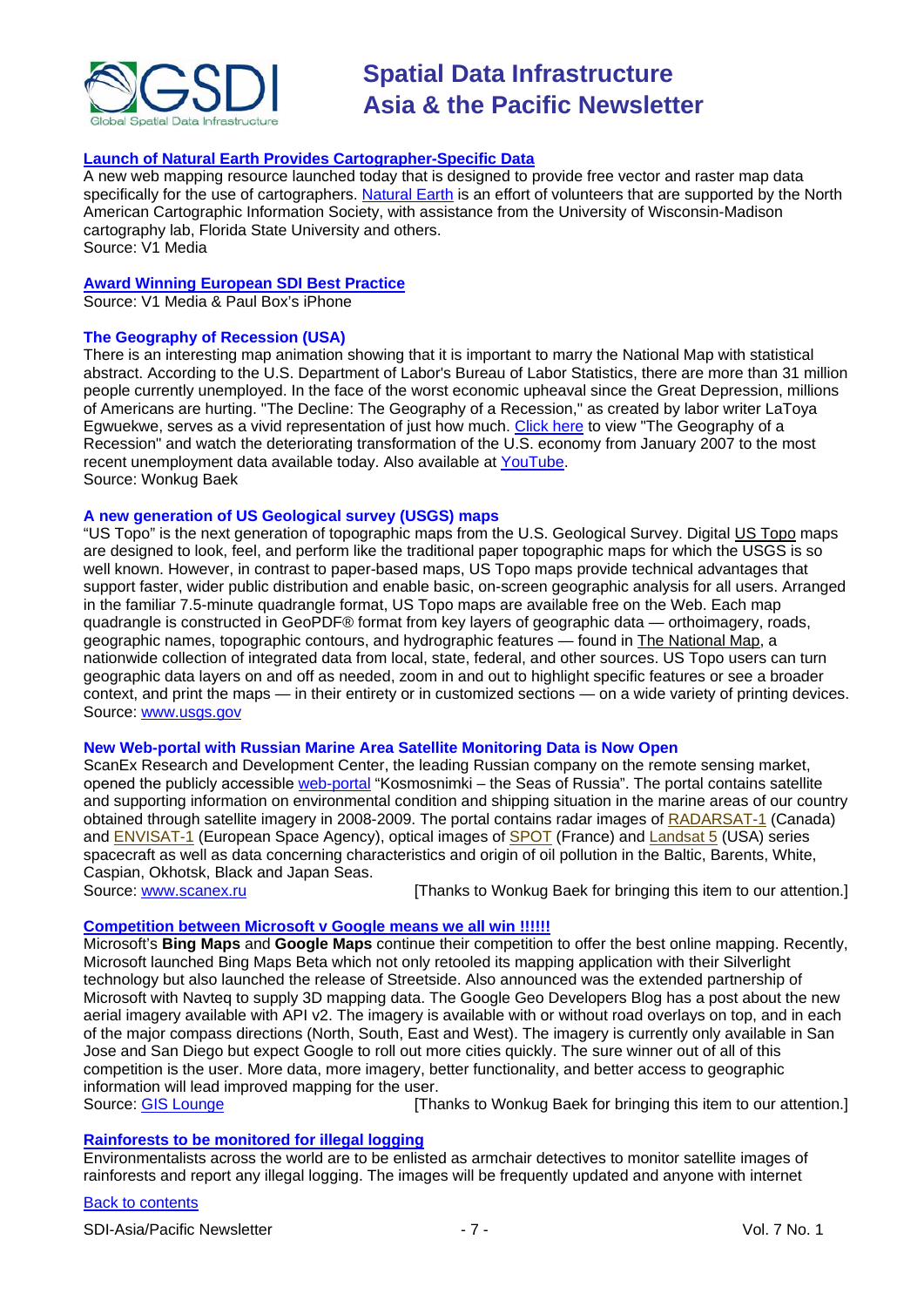### Launch of Natural Earth Provides Cartographer-Specific Data

A new web mapping resource launched today that is designed to provide free vector and raster map data specifically for the use of cartographers. Natural Earth is an effort of volunteers that are supported by the North American Cartographic Information Society, with assistance from the University of Wisconsin-Madison cartography lab, Florida State University and others.
Source: V1 Media

### Award Winning European SDI Best Practice

Source: V1 Media & Paul Box's iPhone

### The Geography of Recession (USA)

There is an interesting map animation showing that it is important to marry the National Map with statistical abstract. According to the U.S. Department of Labor's Bureau of Labor Statistics, there are more than 31 million people currently unemployed. In the face of the worst economic upheaval since the Great Depression, millions of Americans are hurting. "The Decline: The Geography of a Recession," as created by labor writer LaToya Egwuekwe, serves as a vivid representation of just how much. Click here to view "The Geography of a Recession" and watch the deteriorating transformation of the U.S. economy from January 2007 to the most recent unemployment data available today. Also available at YouTube.
Source: Wonkug Baek

### A new generation of US Geological survey (USGS) maps

"US Topo" is the next generation of topographic maps from the U.S. Geological Survey. Digital US Topo maps are designed to look, feel, and perform like the traditional paper topographic maps for which the USGS is so well known. However, in contrast to paper-based maps, US Topo maps provide technical advantages that support faster, wider public distribution and enable basic, on-screen geographic analysis for all users. Arranged in the familiar 7.5-minute quadrangle format, US Topo maps are available free on the Web. Each map quadrangle is constructed in GeoPDF® format from key layers of geographic data — orthoimagery, roads, geographic names, topographic contours, and hydrographic features — found in The National Map, a nationwide collection of integrated data from local, state, federal, and other sources. US Topo users can turn geographic data layers on and off as needed, zoom in and out to highlight specific features or see a broader context, and print the maps — in their entirety or in customized sections — on a wide variety of printing devices.
Source: www.usgs.gov

### New Web-portal with Russian Marine Area Satellite Monitoring Data is Now Open

ScanEx Research and Development Center, the leading Russian company on the remote sensing market, opened the publicly accessible web-portal "Kosmosnimki – the Seas of Russia". The portal contains satellite and supporting information on environmental condition and shipping situation in the marine areas of our country obtained through satellite imagery in 2008-2009. The portal contains radar images of RADARSAT-1 (Canada) and ENVISAT-1 (European Space Agency), optical images of SPOT (France) and Landsat 5 (USA) series spacecraft as well as data concerning characteristics and origin of oil pollution in the Baltic, Barents, White, Caspian, Okhotsk, Black and Japan Seas.
Source: www.scanex.ru [Thanks to Wonkug Baek for bringing this item to our attention.]

### Competition between Microsoft v Google means we all win !!!!!!

Microsoft's **Bing Maps** and **Google Maps** continue their competition to offer the best online mapping. Recently, Microsoft launched Bing Maps Beta which not only retooled its mapping application with their Silverlight technology but also launched the release of Streetside. Also announced was the extended partnership of Microsoft with Navteq to supply 3D mapping data. The Google Geo Developers Blog has a post about the new aerial imagery available with API v2. The imagery is available with or without road overlays on top, and in each of the major compass directions (North, South, East and West). The imagery is currently only available in San Jose and San Diego but expect Google to roll out more cities quickly. The sure winner out of all of this competition is the user. More data, more imagery, better functionality, and better access to geographic information will lead improved mapping for the user.
Source: GIS Lounge [Thanks to Wonkug Baek for bringing this item to our attention.]

### Rainforests to be monitored for illegal logging

Environmentalists across the world are to be enlisted as armchair detectives to monitor satellite images of rainforests and report any illegal logging. The images will be frequently updated and anyone with internet

Back to contents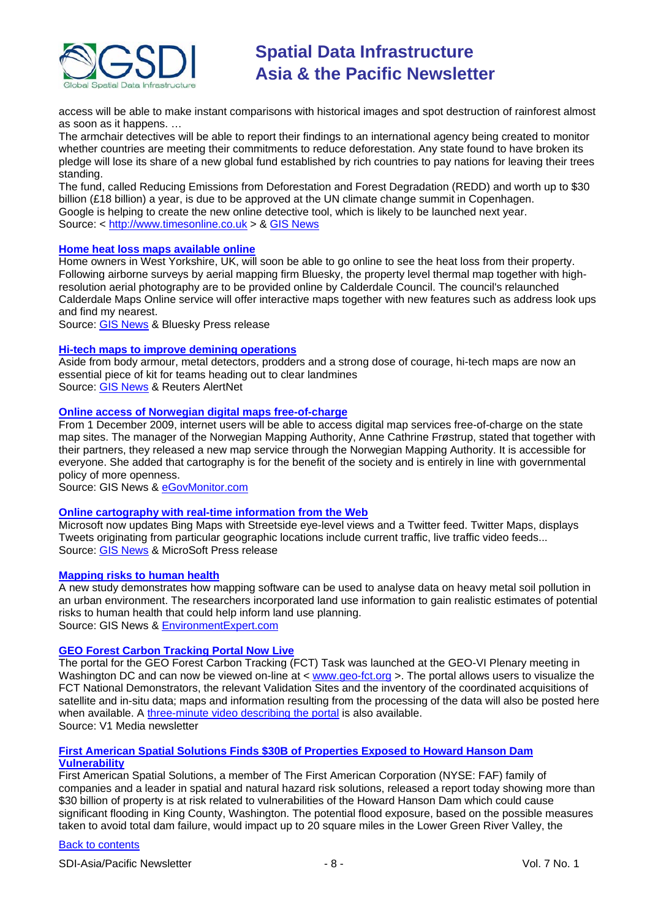access will be able to make instant comparisons with historical images and spot destruction of rainforest almost as soon as it happens. …

The armchair detectives will be able to report their findings to an international agency being created to monitor whether countries are meeting their commitments to reduce deforestation. Any state found to have broken its pledge will lose its share of a new global fund established by rich countries to pay nations for leaving their trees standing.

The fund, called Reducing Emissions from Deforestation and Forest Degradation (REDD) and worth up to $30 billion (£18 billion) a year, is due to be approved at the UN climate change summit in Copenhagen.

Google is helping to create the new online detective tool, which is likely to be launched next year.

Source: < http://www.timesonline.co.uk > & GIS News

### Home heat loss maps available online

Home owners in West Yorkshire, UK, will soon be able to go online to see the heat loss from their property. Following airborne surveys by aerial mapping firm Bluesky, the property level thermal map together with high-resolution aerial photography are to be provided online by Calderdale Council. The council's relaunched Calderdale Maps Online service will offer interactive maps together with new features such as address look ups and find my nearest.

Source: GIS News & Bluesky Press release

### Hi-tech maps to improve demining operations

Aside from body armour, metal detectors, prodders and a strong dose of courage, hi-tech maps are now an essential piece of kit for teams heading out to clear landmines

Source: GIS News & Reuters AlertNet

### Online access of Norwegian digital maps free-of-charge

From 1 December 2009, internet users will be able to access digital map services free-of-charge on the state map sites. The manager of the Norwegian Mapping Authority, Anne Cathrine Frøstrup, stated that together with their partners, they released a new map service through the Norwegian Mapping Authority. It is accessible for everyone. She added that cartography is for the benefit of the society and is entirely in line with governmental policy of more openness.

Source: GIS News & eGovMonitor.com

### Online cartography with real-time information from the Web

Microsoft now updates Bing Maps with Streetside eye-level views and a Twitter feed. Twitter Maps, displays Tweets originating from particular geographic locations include current traffic, live traffic video feeds...

Source: GIS News & MicroSoft Press release

### Mapping risks to human health

A new study demonstrates how mapping software can be used to analyse data on heavy metal soil pollution in an urban environment. The researchers incorporated land use information to gain realistic estimates of potential risks to human health that could help inform land use planning.

Source: GIS News & EnvironmentExpert.com

### GEO Forest Carbon Tracking Portal Now Live

The portal for the GEO Forest Carbon Tracking (FCT) Task was launched at the GEO-VI Plenary meeting in Washington DC and can now be viewed on-line at < www.geo-fct.org >. The portal allows users to visualize the FCT National Demonstrators, the relevant Validation Sites and the inventory of the coordinated acquisitions of satellite and in-situ data; maps and information resulting from the processing of the data will also be posted here when available. A three-minute video describing the portal is also available.

Source: V1 Media newsletter

### First American Spatial Solutions Finds $30B of Properties Exposed to Howard Hanson Dam Vulnerability

First American Spatial Solutions, a member of The First American Corporation (NYSE: FAF) family of companies and a leader in spatial and natural hazard risk solutions, released a report today showing more than $30 billion of property is at risk related to vulnerabilities of the Howard Hanson Dam which could cause significant flooding in King County, Washington. The potential flood exposure, based on the possible measures taken to avoid total dam failure, would impact up to 20 square miles in the Lower Green River Valley, the

Back to contents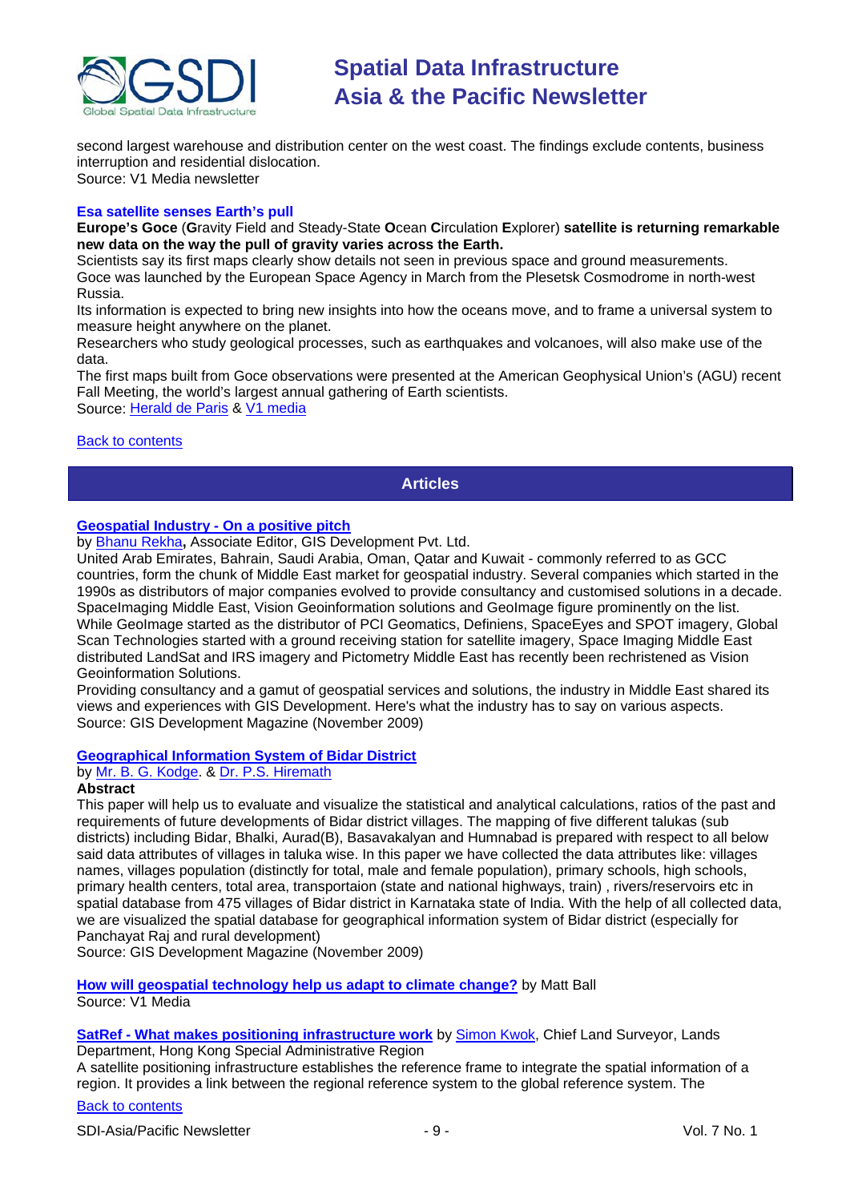second largest warehouse and distribution center on the west coast. The findings exclude contents, business interruption and residential dislocation.
Source: V1 Media newsletter

### Esa satellite senses Earth's pull

**Europe's Goce** (**G**ravity Field and Steady-State **O**cean **C**irculation **E**xplorer) **satellite is returning remarkable new data on the way the pull of gravity varies across the Earth.**

Scientists say its first maps clearly show details not seen in previous space and ground measurements.

Goce was launched by the European Space Agency in March from the Plesetsk Cosmodrome in north-west Russia.

Its information is expected to bring new insights into how the oceans move, and to frame a universal system to measure height anywhere on the planet.

Researchers who study geological processes, such as earthquakes and volcanoes, will also make use of the data.

The first maps built from Goce observations were presented at the American Geophysical Union's (AGU) recent Fall Meeting, the world's largest annual gathering of Earth scientists.

Source: Herald de Paris & V1 media

Back to contents

## Articles

### Geospatial Industry - On a positive pitch

by Bhanu Rekha**,** Associate Editor, GIS Development Pvt. Ltd.

United Arab Emirates, Bahrain, Saudi Arabia, Oman, Qatar and Kuwait - commonly referred to as GCC countries, form the chunk of Middle East market for geospatial industry. Several companies which started in the 1990s as distributors of major companies evolved to provide consultancy and customised solutions in a decade. SpaceImaging Middle East, Vision Geoinformation solutions and GeoImage figure prominently on the list. While GeoImage started as the distributor of PCI Geomatics, Definiens, SpaceEyes and SPOT imagery, Global Scan Technologies started with a ground receiving station for satellite imagery, Space Imaging Middle East distributed LandSat and IRS imagery and Pictometry Middle East has recently been rechristened as Vision Geoinformation Solutions.

Providing consultancy and a gamut of geospatial services and solutions, the industry in Middle East shared its views and experiences with GIS Development. Here's what the industry has to say on various aspects.

Source: GIS Development Magazine (November 2009)

### Geographical Information System of Bidar District

by Mr. B. G. Kodge. & Dr. P.S. Hiremath

**Abstract**

This paper will help us to evaluate and visualize the statistical and analytical calculations, ratios of the past and requirements of future developments of Bidar district villages. The mapping of five different talukas (sub districts) including Bidar, Bhalki, Aurad(B), Basavakalyan and Humnabad is prepared with respect to all below said data attributes of villages in taluka wise. In this paper we have collected the data attributes like: villages names, villages population (distinctly for total, male and female population), primary schools, high schools, primary health centers, total area, transportaion (state and national highways, train) , rivers/reservoirs etc in spatial database from 475 villages of Bidar district in Karnataka state of India. With the help of all collected data, we are visualized the spatial database for geographical information system of Bidar district (especially for Panchayat Raj and rural development)

Source: GIS Development Magazine (November 2009)

**How will geospatial technology help us adapt to climate change?** by Matt Ball
Source: V1 Media

**SatRef - What makes positioning infrastructure work** by Simon Kwok, Chief Land Surveyor, Lands Department, Hong Kong Special Administrative Region

A satellite positioning infrastructure establishes the reference frame to integrate the spatial information of a region. It provides a link between the regional reference system to the global reference system. The

Back to contents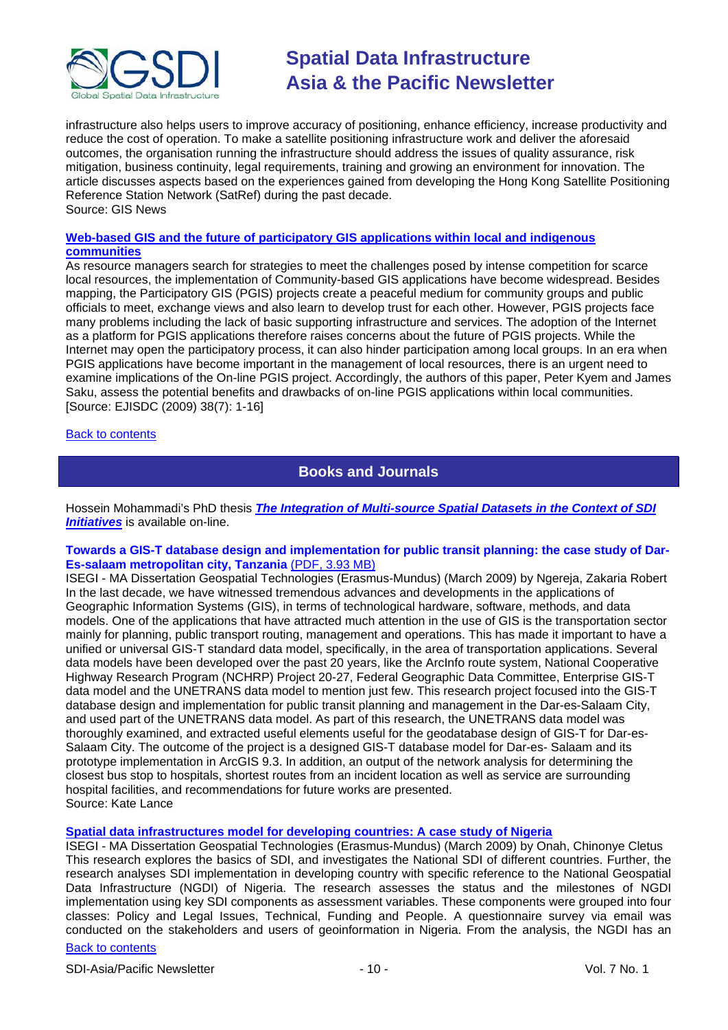infrastructure also helps users to improve accuracy of positioning, enhance efficiency, increase productivity and reduce the cost of operation. To make a satellite positioning infrastructure work and deliver the aforesaid outcomes, the organisation running the infrastructure should address the issues of quality assurance, risk mitigation, business continuity, legal requirements, training and growing an environment for innovation. The article discusses aspects based on the experiences gained from developing the Hong Kong Satellite Positioning Reference Station Network (SatRef) during the past decade.
Source: GIS News

**Web-based GIS and the future of participatory GIS applications within local and indigenous communities**

As resource managers search for strategies to meet the challenges posed by intense competition for scarce local resources, the implementation of Community-based GIS applications have become widespread. Besides mapping, the Participatory GIS (PGIS) projects create a peaceful medium for community groups and public officials to meet, exchange views and also learn to develop trust for each other. However, PGIS projects face many problems including the lack of basic supporting infrastructure and services. The adoption of the Internet as a platform for PGIS applications therefore raises concerns about the future of PGIS projects. While the Internet may open the participatory process, it can also hinder participation among local groups. In an era when PGIS applications have become important in the management of local resources, there is an urgent need to examine implications of the On-line PGIS project. Accordingly, the authors of this paper, Peter Kyem and James Saku, assess the potential benefits and drawbacks of on-line PGIS applications within local communities. [Source: EJISDC (2009) 38(7): 1-16]

Back to contents

## Books and Journals

Hossein Mohammadi's PhD thesis ***The Integration of Multi-source Spatial Datasets in the Context of SDI Initiatives*** is available on-line.

**Towards a GIS-T database design and implementation for public transit planning: the case study of Dar-Es-salaam metropolitan city, Tanzania** (PDF, 3.93 MB)

ISEGI - MA Dissertation Geospatial Technologies (Erasmus-Mundus) (March 2009) by Ngereja, Zakaria Robert
In the last decade, we have witnessed tremendous advances and developments in the applications of Geographic Information Systems (GIS), in terms of technological hardware, software, methods, and data models. One of the applications that have attracted much attention in the use of GIS is the transportation sector mainly for planning, public transport routing, management and operations. This has made it important to have a unified or universal GIS-T standard data model, specifically, in the area of transportation applications. Several data models have been developed over the past 20 years, like the ArcInfo route system, National Cooperative Highway Research Program (NCHRP) Project 20-27, Federal Geographic Data Committee, Enterprise GIS-T data model and the UNETRANS data model to mention just few. This research project focused into the GIS-T database design and implementation for public transit planning and management in the Dar-es-Salaam City, and used part of the UNETRANS data model. As part of this research, the UNETRANS data model was thoroughly examined, and extracted useful elements useful for the geodatabase design of GIS-T for Dar-es-Salaam City. The outcome of the project is a designed GIS-T database model for Dar-es- Salaam and its prototype implementation in ArcGIS 9.3. In addition, an output of the network analysis for determining the closest bus stop to hospitals, shortest routes from an incident location as well as service are surrounding hospital facilities, and recommendations for future works are presented.
Source: Kate Lance

**Spatial data infrastructures model for developing countries: A case study of Nigeria**

ISEGI - MA Dissertation Geospatial Technologies (Erasmus-Mundus) (March 2009) by Onah, Chinonye Cletus
This research explores the basics of SDI, and investigates the National SDI of different countries. Further, the research analyses SDI implementation in developing country with specific reference to the National Geospatial Data Infrastructure (NGDI) of Nigeria. The research assesses the status and the milestones of NGDI implementation using key SDI components as assessment variables. These components were grouped into four classes: Policy and Legal Issues, Technical, Funding and People. A questionnaire survey via email was conducted on the stakeholders and users of geoinformation in Nigeria. From the analysis, the NGDI has an

Back to contents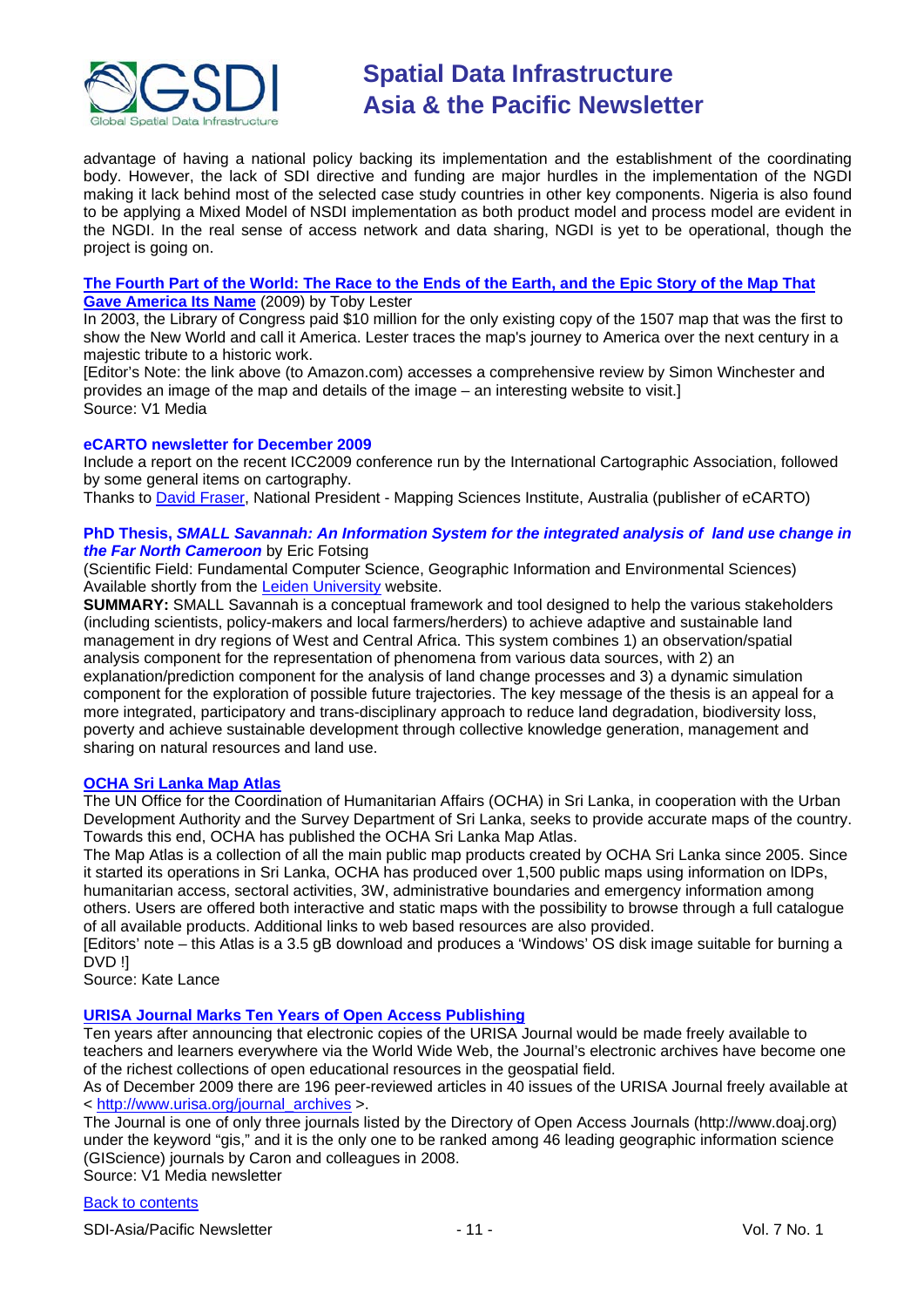advantage of having a national policy backing its implementation and the establishment of the coordinating body. However, the lack of SDI directive and funding are major hurdles in the implementation of the NGDI making it lack behind most of the selected case study countries in other key components. Nigeria is also found to be applying a Mixed Model of NSDI implementation as both product model and process model are evident in the NGDI. In the real sense of access network and data sharing, NGDI is yet to be operational, though the project is going on.

**The Fourth Part of the World: The Race to the Ends of the Earth, and the Epic Story of the Map That Gave America Its Name** (2009) by Toby Lester

In 2003, the Library of Congress paid $10 million for the only existing copy of the 1507 map that was the first to show the New World and call it America. Lester traces the map's journey to America over the next century in a majestic tribute to a historic work.

[Editor's Note: the link above (to Amazon.com) accesses a comprehensive review by Simon Winchester and provides an image of the map and details of the image – an interesting website to visit.]

Source: V1 Media

**eCARTO newsletter for December 2009**

Include a report on the recent ICC2009 conference run by the International Cartographic Association, followed by some general items on cartography.

Thanks to David Fraser, National President - Mapping Sciences Institute, Australia (publisher of eCARTO)

**PhD Thesis, *SMALL Savannah: An Information System for the integrated analysis of land use change in the Far North Cameroon*** by Eric Fotsing

(Scientific Field: Fundamental Computer Science, Geographic Information and Environmental Sciences)
Available shortly from the Leiden University website.

**SUMMARY:** SMALL Savannah is a conceptual framework and tool designed to help the various stakeholders (including scientists, policy-makers and local farmers/herders) to achieve adaptive and sustainable land management in dry regions of West and Central Africa. This system combines 1) an observation/spatial analysis component for the representation of phenomena from various data sources, with 2) an explanation/prediction component for the analysis of land change processes and 3) a dynamic simulation component for the exploration of possible future trajectories. The key message of the thesis is an appeal for a more integrated, participatory and trans-disciplinary approach to reduce land degradation, biodiversity loss, poverty and achieve sustainable development through collective knowledge generation, management and sharing on natural resources and land use.

**OCHA Sri Lanka Map Atlas**

The UN Office for the Coordination of Humanitarian Affairs (OCHA) in Sri Lanka, in cooperation with the Urban Development Authority and the Survey Department of Sri Lanka, seeks to provide accurate maps of the country. Towards this end, OCHA has published the OCHA Sri Lanka Map Atlas.

The Map Atlas is a collection of all the main public map products created by OCHA Sri Lanka since 2005. Since it started its operations in Sri Lanka, OCHA has produced over 1,500 public maps using information on IDPs, humanitarian access, sectoral activities, 3W, administrative boundaries and emergency information among others. Users are offered both interactive and static maps with the possibility to browse through a full catalogue of all available products. Additional links to web based resources are also provided.

[Editors' note – this Atlas is a 3.5 gB download and produces a 'Windows' OS disk image suitable for burning a DVD !]

Source: Kate Lance

**URISA Journal Marks Ten Years of Open Access Publishing**

Ten years after announcing that electronic copies of the URISA Journal would be made freely available to teachers and learners everywhere via the World Wide Web, the Journal's electronic archives have become one of the richest collections of open educational resources in the geospatial field.

As of December 2009 there are 196 peer-reviewed articles in 40 issues of the URISA Journal freely available at < http://www.urisa.org/journal_archives >.

The Journal is one of only three journals listed by the Directory of Open Access Journals (http://www.doaj.org) under the keyword "gis," and it is the only one to be ranked among 46 leading geographic information science (GIScience) journals by Caron and colleagues in 2008.

Source: V1 Media newsletter

Back to contents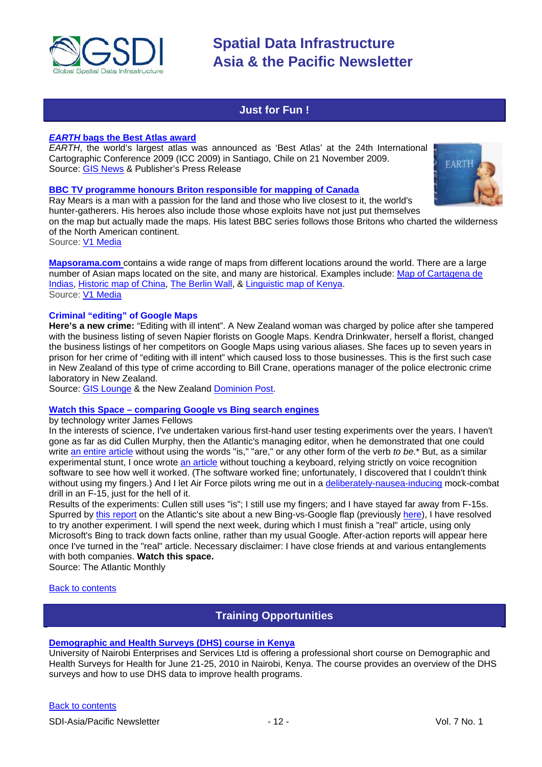## Just for Fun !

**[*EARTH* bags the Best Atlas award]**

*EARTH*, the world's largest atlas was announced as 'Best Atlas' at the 24th International Cartographic Conference 2009 (ICC 2009) in Santiago, Chile on 21 November 2009.
Source: GIS News & Publisher's Press Release

**BBC TV programme honours Briton responsible for mapping of Canada**

Ray Mears is a man with a passion for the land and those who live closest to it, the world's hunter-gatherers. His heroes also include those whose exploits have not just put themselves on the map but actually made the maps. His latest BBC series follows those Britons who charted the wilderness of the North American continent.
Source: V1 Media

**Mapsorama.com** contains a wide range of maps from different locations around the world. There are a large number of Asian maps located on the site, and many are historical. Examples include: Map of Cartagena de Indias, Historic map of China, The Berlin Wall, & Linguistic map of Kenya.
Source: V1 Media

**Criminal "editing" of Google Maps**

**Here's a new crime:** "Editing with ill intent". A New Zealand woman was charged by police after she tampered with the business listing of seven Napier florists on Google Maps. Kendra Drinkwater, herself a florist, changed the business listings of her competitors on Google Maps using various aliases. She faces up to seven years in prison for her crime of "editing with ill intent" which caused loss to those businesses. This is the first such case in New Zealand of this type of crime according to Bill Crane, operations manager of the police electronic crime laboratory in New Zealand.
Source: GIS Lounge & the New Zealand Dominion Post.

**Watch this Space – comparing Google vs Bing search engines**

by technology writer James Fellows
In the interests of science, I've undertaken various first-hand user testing experiments over the years. I haven't gone as far as did Cullen Murphy, then the Atlantic's managing editor, when he demonstrated that one could write an entire article without using the words "is," "are," or any other form of the verb *to be*.* But, as a similar experimental stunt, I once wrote an article without touching a keyboard, relying strictly on voice recognition software to see how well it worked. (The software worked fine; unfortunately, I discovered that I couldn't think without using my fingers.) And I let Air Force pilots wring me out in a deliberately-nausea-inducing mock-combat drill in an F-15, just for the hell of it.
Results of the experiments: Cullen still uses "is"; I still use my fingers; and I have stayed far away from F-15s. Spurred by this report on the Atlantic's site about a new Bing-vs-Google flap (previously here), I have resolved to try another experiment. I will spend the next week, during which I must finish a "real" article, using only Microsoft's Bing to track down facts online, rather than my usual Google. After-action reports will appear here once I've turned in the "real" article. Necessary disclaimer: I have close friends at and various entanglements with both companies. **Watch this space.**
Source: The Atlantic Monthly

Back to contents

## Training Opportunities

**Demographic and Health Surveys (DHS) course in Kenya**

University of Nairobi Enterprises and Services Ltd is offering a professional short course on Demographic and Health Surveys for Health for June 21-25, 2010 in Nairobi, Kenya. The course provides an overview of the DHS surveys and how to use DHS data to improve health programs.

Back to contents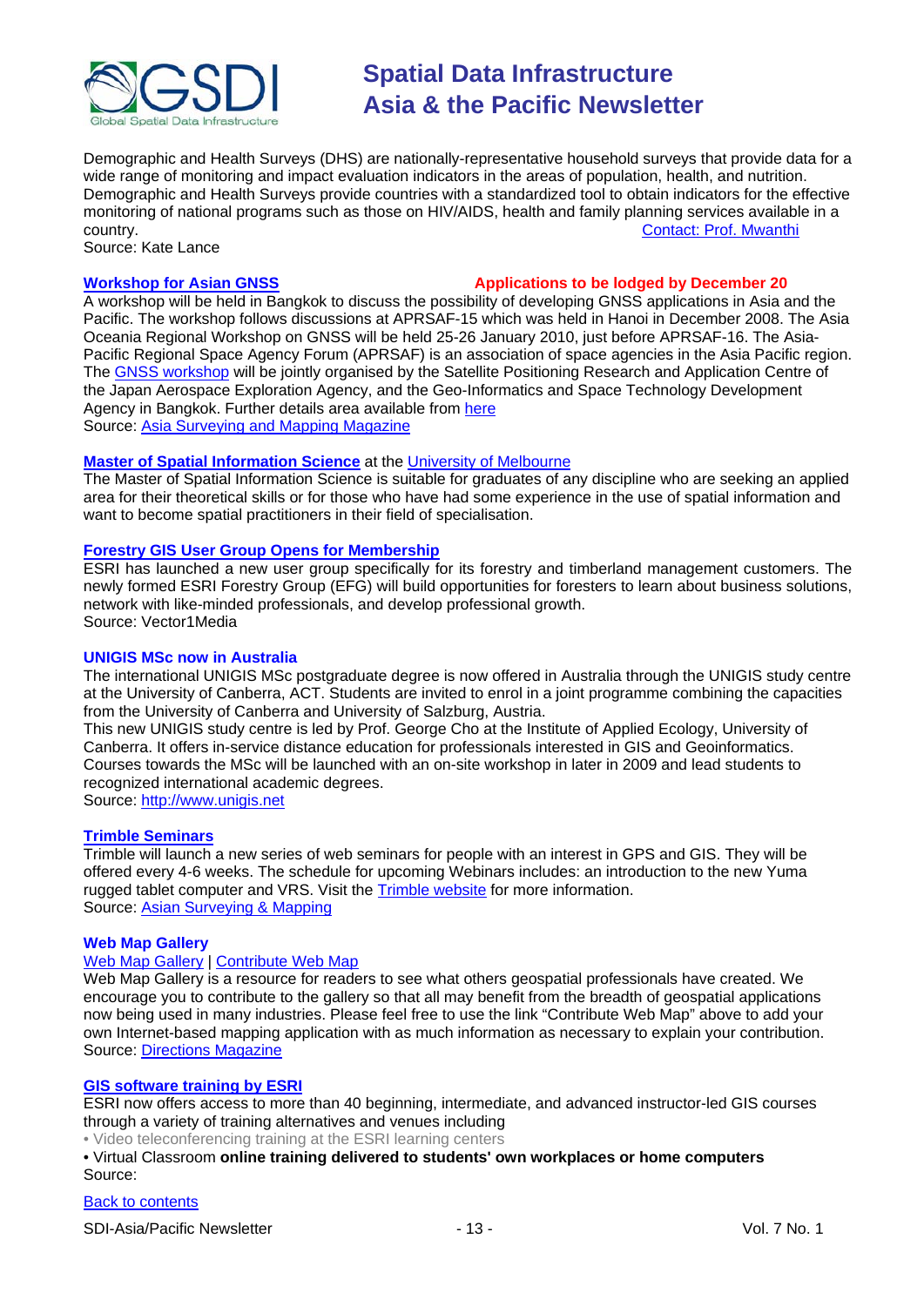Demographic and Health Surveys (DHS) are nationally-representative household surveys that provide data for a wide range of monitoring and impact evaluation indicators in the areas of population, health, and nutrition. Demographic and Health Surveys provide countries with a standardized tool to obtain indicators for the effective monitoring of national programs such as those on HIV/AIDS, health and family planning services available in a country. Contact: Prof. Mwanthi
Source: Kate Lance

### Workshop for Asian GNSS

**Applications to be lodged by December 20**

A workshop will be held in Bangkok to discuss the possibility of developing GNSS applications in Asia and the Pacific. The workshop follows discussions at APRSAF-15 which was held in Hanoi in December 2008. The Asia Oceania Regional Workshop on GNSS will be held 25-26 January 2010, just before APRSAF-16. The Asia-Pacific Regional Space Agency Forum (APRSAF) is an association of space agencies in the Asia Pacific region. The GNSS workshop will be jointly organised by the Satellite Positioning Research and Application Centre of the Japan Aerospace Exploration Agency, and the Geo-Informatics and Space Technology Development Agency in Bangkok. Further details area available from here
Source: Asia Surveying and Mapping Magazine

### Master of Spatial Information Science at the University of Melbourne

The Master of Spatial Information Science is suitable for graduates of any discipline who are seeking an applied area for their theoretical skills or for those who have had some experience in the use of spatial information and want to become spatial practitioners in their field of specialisation.

### Forestry GIS User Group Opens for Membership

ESRI has launched a new user group specifically for its forestry and timberland management customers. The newly formed ESRI Forestry Group (EFG) will build opportunities for foresters to learn about business solutions, network with like-minded professionals, and develop professional growth.
Source: Vector1Media

### UNIGIS MSc now in Australia

The international UNIGIS MSc postgraduate degree is now offered in Australia through the UNIGIS study centre at the University of Canberra, ACT. Students are invited to enrol in a joint programme combining the capacities from the University of Canberra and University of Salzburg, Austria.
This new UNIGIS study centre is led by Prof. George Cho at the Institute of Applied Ecology, University of Canberra. It offers in-service distance education for professionals interested in GIS and Geoinformatics. Courses towards the MSc will be launched with an on-site workshop in later in 2009 and lead students to recognized international academic degrees.
Source: http://www.unigis.net

### Trimble Seminars

Trimble will launch a new series of web seminars for people with an interest in GPS and GIS. They will be offered every 4-6 weeks. The schedule for upcoming Webinars includes: an introduction to the new Yuma rugged tablet computer and VRS. Visit the Trimble website for more information.
Source: Asian Surveying & Mapping

### Web Map Gallery

Web Map Gallery | Contribute Web Map

Web Map Gallery is a resource for readers to see what others geospatial professionals have created. We encourage you to contribute to the gallery so that all may benefit from the breadth of geospatial applications now being used in many industries. Please feel free to use the link "Contribute Web Map" above to add your own Internet-based mapping application with as much information as necessary to explain your contribution.
Source: Directions Magazine

### GIS software training by ESRI

ESRI now offers access to more than 40 beginning, intermediate, and advanced instructor-led GIS courses through a variety of training alternatives and venues including

• Video teleconferencing training at the ESRI learning centers
• Virtual Classroom **online training delivered to students' own workplaces or home computers**

Source:

Back to contents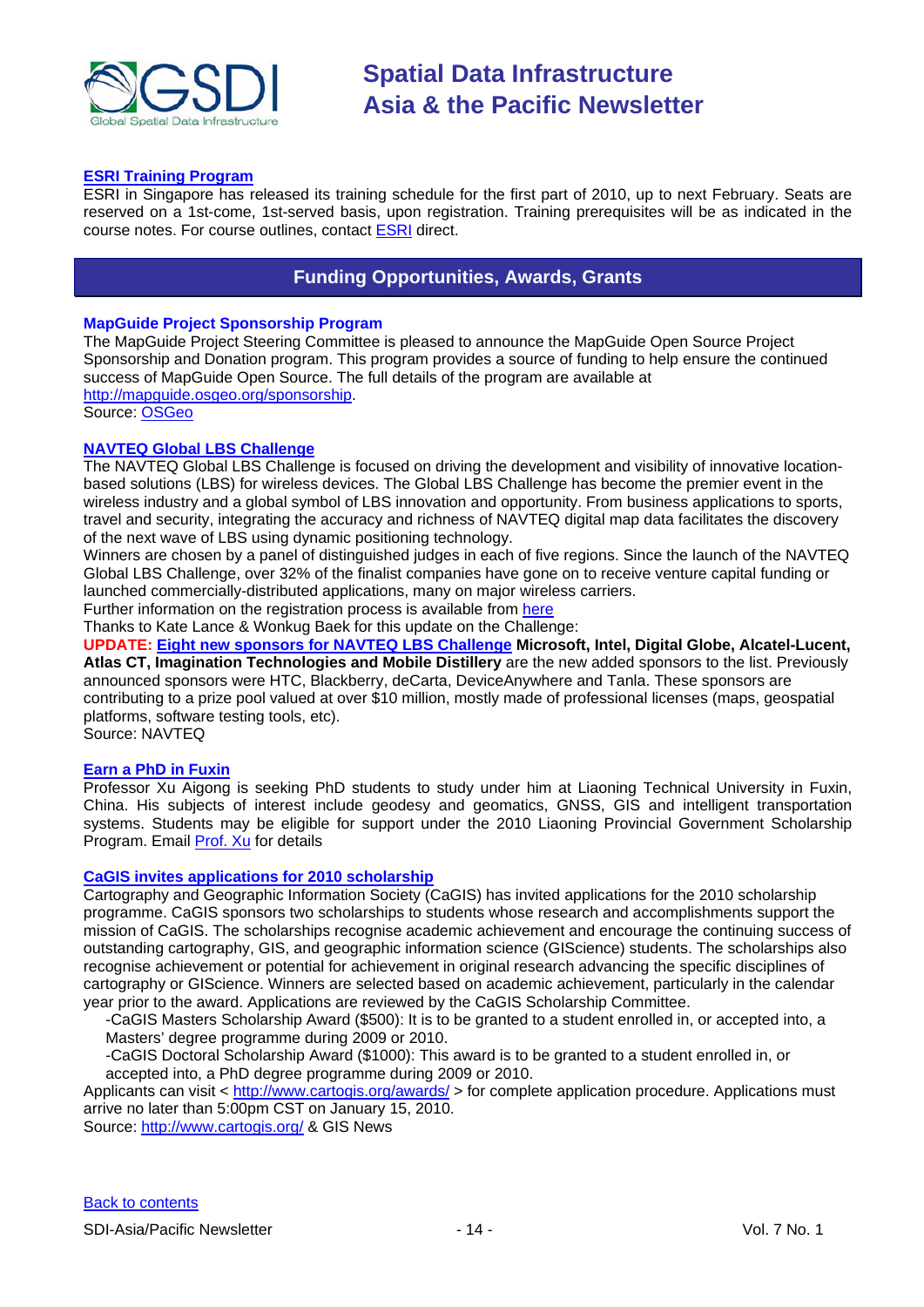### [ESRI Training Program]

ESRI in Singapore has released its training schedule for the first part of 2010, up to next February. Seats are reserved on a 1st-come, 1st-served basis, upon registration. Training prerequisites will be as indicated in the course notes. For course outlines, contact ESRI direct.

## Funding Opportunities, Awards, Grants

### MapGuide Project Sponsorship Program

The MapGuide Project Steering Committee is pleased to announce the MapGuide Open Source Project Sponsorship and Donation program. This program provides a source of funding to help ensure the continued success of MapGuide Open Source. The full details of the program are available at http://mapguide.osgeo.org/sponsorship.
Source: OSGeo

### NAVTEQ Global LBS Challenge

The NAVTEQ Global LBS Challenge is focused on driving the development and visibility of innovative location-based solutions (LBS) for wireless devices. The Global LBS Challenge has become the premier event in the wireless industry and a global symbol of LBS innovation and opportunity. From business applications to sports, travel and security, integrating the accuracy and richness of NAVTEQ digital map data facilitates the discovery of the next wave of LBS using dynamic positioning technology.
Winners are chosen by a panel of distinguished judges in each of five regions. Since the launch of the NAVTEQ Global LBS Challenge, over 32% of the finalist companies have gone on to receive venture capital funding or launched commercially-distributed applications, many on major wireless carriers.
Further information on the registration process is available from here
Thanks to Kate Lance & Wonkug Baek for this update on the Challenge:
**UPDATE: Eight new sponsors for NAVTEQ LBS Challenge Microsoft, Intel, Digital Globe, Alcatel-Lucent, Atlas CT, Imagination Technologies and Mobile Distillery** are the new added sponsors to the list. Previously announced sponsors were HTC, Blackberry, deCarta, DeviceAnywhere and Tanla. These sponsors are contributing to a prize pool valued at over $10 million, mostly made of professional licenses (maps, geospatial platforms, software testing tools, etc).
Source: NAVTEQ

### Earn a PhD in Fuxin

Professor Xu Aigong is seeking PhD students to study under him at Liaoning Technical University in Fuxin, China. His subjects of interest include geodesy and geomatics, GNSS, GIS and intelligent transportation systems. Students may be eligible for support under the 2010 Liaoning Provincial Government Scholarship Program. Email Prof. Xu for details

### CaGIS invites applications for 2010 scholarship

Cartography and Geographic Information Society (CaGIS) has invited applications for the 2010 scholarship programme. CaGIS sponsors two scholarships to students whose research and accomplishments support the mission of CaGIS. The scholarships recognise academic achievement and encourage the continuing success of outstanding cartography, GIS, and geographic information science (GIScience) students. The scholarships also recognise achievement or potential for achievement in original research advancing the specific disciplines of cartography or GIScience. Winners are selected based on academic achievement, particularly in the calendar year prior to the award. Applications are reviewed by the CaGIS Scholarship Committee.

- -CaGIS Masters Scholarship Award ($500): It is to be granted to a student enrolled in, or accepted into, a Masters' degree programme during 2009 or 2010.
- -CaGIS Doctoral Scholarship Award ($1000): This award is to be granted to a student enrolled in, or accepted into, a PhD degree programme during 2009 or 2010.

Applicants can visit < http://www.cartogis.org/awards/ > for complete application procedure. Applications must arrive no later than 5:00pm CST on January 15, 2010.
Source: http://www.cartogis.org/ & GIS News

Back to contents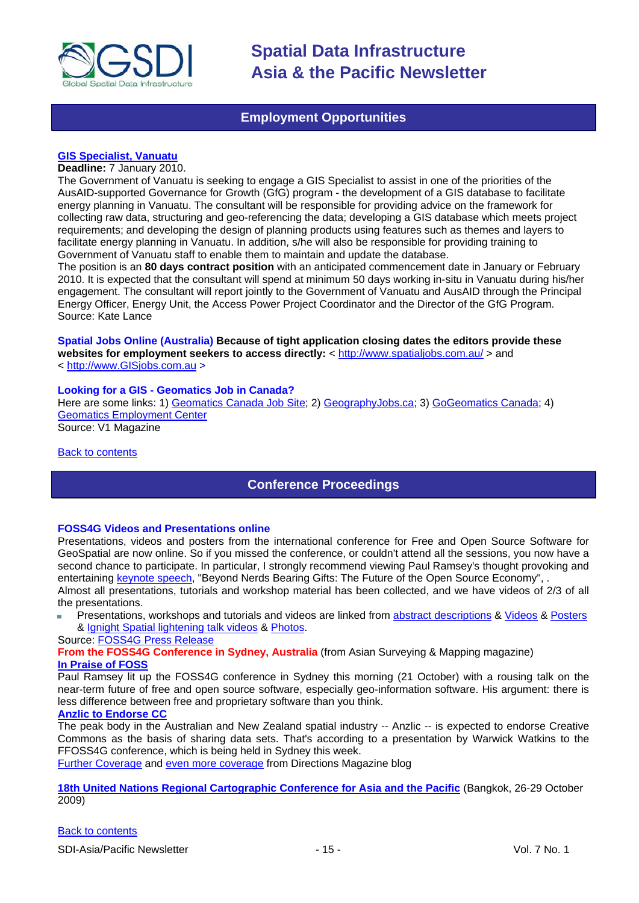## Employment Opportunities

**GIS Specialist, Vanuatu**

**Deadline:** 7 January 2010.

The Government of Vanuatu is seeking to engage a GIS Specialist to assist in one of the priorities of the AusAID-supported Governance for Growth (GfG) program - the development of a GIS database to facilitate energy planning in Vanuatu. The consultant will be responsible for providing advice on the framework for collecting raw data, structuring and geo-referencing the data; developing a GIS database which meets project requirements; and developing the design of planning products using features such as themes and layers to facilitate energy planning in Vanuatu. In addition, s/he will also be responsible for providing training to Government of Vanuatu staff to enable them to maintain and update the database.

The position is an **80 days contract position** with an anticipated commencement date in January or February 2010. It is expected that the consultant will spend at minimum 50 days working in-situ in Vanuatu during his/her engagement. The consultant will report jointly to the Government of Vanuatu and AusAID through the Principal Energy Officer, Energy Unit, the Access Power Project Coordinator and the Director of the GfG Program.

Source: Kate Lance

**Spatial Jobs Online (Australia) Because of tight application closing dates the editors provide these websites for employment seekers to access directly:** < http://www.spatialjobs.com.au/ > and < http://www.GISjobs.com.au >

**Looking for a GIS - Geomatics Job in Canada?**

Here are some links: 1) Geomatics Canada Job Site; 2) GeographyJobs.ca; 3) GoGeomatics Canada; 4) Geomatics Employment Center

Source: V1 Magazine

Back to contents

## Conference Proceedings

**FOSS4G Videos and Presentations online**

Presentations, videos and posters from the international conference for Free and Open Source Software for GeoSpatial are now online. So if you missed the conference, or couldn't attend all the sessions, you now have a second chance to participate. In particular, I strongly recommend viewing Paul Ramsey's thought provoking and entertaining keynote speech, "Beyond Nerds Bearing Gifts: The Future of the Open Source Economy", .

Almost all presentations, tutorials and workshop material has been collected, and we have videos of 2/3 of all the presentations.

- Presentations, workshops and tutorials and videos are linked from abstract descriptions & Videos & Posters & Ignight Spatial lightening talk videos & Photos.

Source: FOSS4G Press Release

**From the FOSS4G Conference in Sydney, Australia** (from Asian Surveying & Mapping magazine)

**In Praise of FOSS**

Paul Ramsey lit up the FOSS4G conference in Sydney this morning (21 October) with a rousing talk on the near-term future of free and open source software, especially geo-information software. His argument: there is less difference between free and proprietary software than you think.

**Anzlic to Endorse CC**

The peak body in the Australian and New Zealand spatial industry -- Anzlic -- is expected to endorse Creative Commons as the basis of sharing data sets. That's according to a presentation by Warwick Watkins to the FFOSS4G conference, which is being held in Sydney this week.

Further Coverage and even more coverage from Directions Magazine blog

**18th United Nations Regional Cartographic Conference for Asia and the Pacific** (Bangkok, 26-29 October 2009)

Back to contents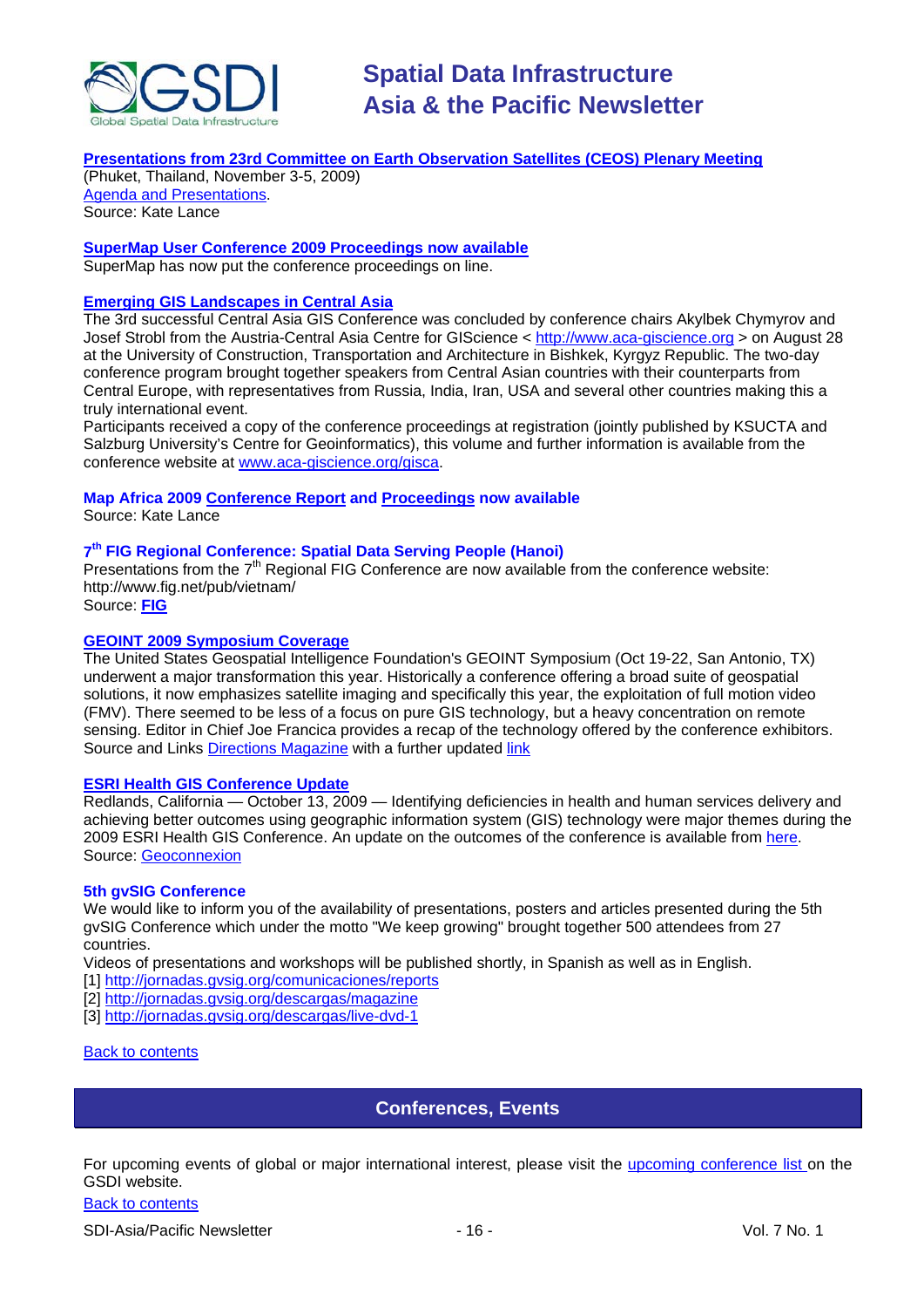**Presentations from 23rd Committee on Earth Observation Satellites (CEOS) Plenary Meeting**
(Phuket, Thailand, November 3-5, 2009)
Agenda and Presentations.
Source: Kate Lance

**SuperMap User Conference 2009 Proceedings now available**
SuperMap has now put the conference proceedings on line.

**Emerging GIS Landscapes in Central Asia**
The 3rd successful Central Asia GIS Conference was concluded by conference chairs Akylbek Chymyrov and Josef Strobl from the Austria-Central Asia Centre for GIScience < http://www.aca-giscience.org > on August 28 at the University of Construction, Transportation and Architecture in Bishkek, Kyrgyz Republic. The two-day conference program brought together speakers from Central Asian countries with their counterparts from Central Europe, with representatives from Russia, India, Iran, USA and several other countries making this a truly international event.
Participants received a copy of the conference proceedings at registration (jointly published by KSUCTA and Salzburg University's Centre for Geoinformatics), this volume and further information is available from the conference website at www.aca-giscience.org/gisca.

**Map Africa 2009 Conference Report and Proceedings now available**
Source: Kate Lance

**7th FIG Regional Conference: Spatial Data Serving People (Hanoi)**
Presentations from the 7th Regional FIG Conference are now available from the conference website: http://www.fig.net/pub/vietnam/
Source: **FIG**

**GEOINT 2009 Symposium Coverage**
The United States Geospatial Intelligence Foundation's GEOINT Symposium (Oct 19-22, San Antonio, TX) underwent a major transformation this year. Historically a conference offering a broad suite of geospatial solutions, it now emphasizes satellite imaging and specifically this year, the exploitation of full motion video (FMV). There seemed to be less of a focus on pure GIS technology, but a heavy concentration on remote sensing. Editor in Chief Joe Francica provides a recap of the technology offered by the conference exhibitors.
Source and Links Directions Magazine with a further updated link

**ESRI Health GIS Conference Update**
Redlands, California — October 13, 2009 — Identifying deficiencies in health and human services delivery and achieving better outcomes using geographic information system (GIS) technology were major themes during the 2009 ESRI Health GIS Conference. An update on the outcomes of the conference is available from here.
Source: Geoconnexion

**5th gvSIG Conference**
We would like to inform you of the availability of presentations, posters and articles presented during the 5th gvSIG Conference which under the motto "We keep growing" brought together 500 attendees from 27 countries.
Videos of presentations and workshops will be published shortly, in Spanish as well as in English.
[1] http://jornadas.gvsig.org/comunicaciones/reports
[2] http://jornadas.gvsig.org/descargas/magazine
[3] http://jornadas.gvsig.org/descargas/live-dvd-1

Back to contents

## Conferences, Events

For upcoming events of global or major international interest, please visit the upcoming conference list on the GSDI website.

Back to contents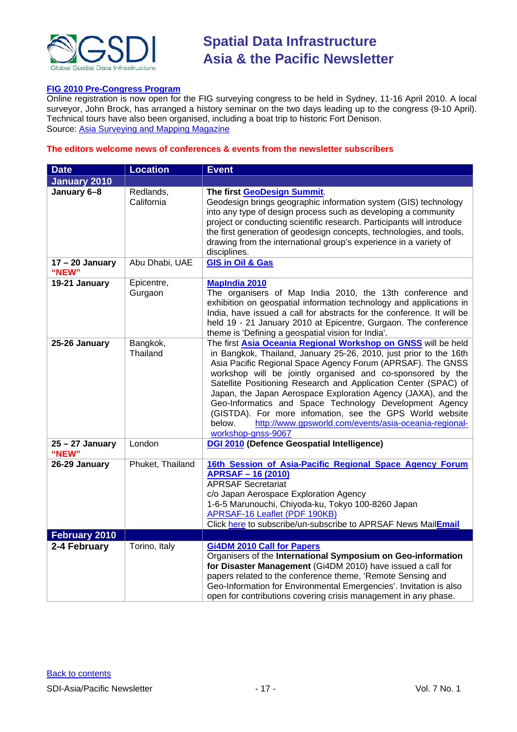**FIG 2010 Pre-Congress Program**

Online registration is now open for the FIG surveying congress to be held in Sydney, 11-16 April 2010. A local surveyor, John Brock, has arranged a history seminar on the two days leading up to the congress (9-10 April). Technical tours have also been organised, including a boat trip to historic Fort Denison.
Source: Asia Surveying and Mapping Magazine

**The editors welcome news of conferences & events from the newsletter subscribers**

| Date | Location | Event |
|---|---|---|
| **January 2010** | | |
| **January 6–8** | Redlands, California | **The first GeoDesign Summit**. Geodesign brings geographic information system (GIS) technology into any type of design process such as developing a community project or conducting scientific research. Participants will introduce the first generation of geodesign concepts, technologies, and tools, drawing from the international group's experience in a variety of disciplines. |
| **17 – 20 January "NEW"** | Abu Dhabi, UAE | **GIS in Oil & Gas** |
| **19-21 January** | Epicentre, Gurgaon | **MapIndia 2010** The organisers of Map India 2010, the 13th conference and exhibition on geospatial information technology and applications in India, have issued a call for abstracts for the conference. It will be held 19 - 21 January 2010 at Epicentre, Gurgaon. The conference theme is 'Defining a geospatial vision for India'. |
| **25-26 January** | Bangkok, Thailand | The first **Asia Oceania Regional Workshop on GNSS** will be held in Bangkok, Thailand, January 25-26, 2010, just prior to the 16th Asia Pacific Regional Space Agency Forum (APRSAF). The GNSS workshop will be jointly organised and co-sponsored by the Satellite Positioning Research and Application Center (SPAC) of Japan, the Japan Aerospace Exploration Agency (JAXA), and the Geo-Informatics and Space Technology Development Agency (GISTDA). For more infomation, see the GPS World website below. http://www.gpsworld.com/events/asia-oceania-regional-workshop-gnss-9067 |
| **25 – 27 January "NEW"** | London | **DGI 2010 (Defence Geospatial Intelligence)** |
| **26-29 January** | Phuket, Thailand | **16th Session of Asia-Pacific Regional Space Agency Forum APRSAF – 16 (2010)** APRSAF Secretariat c/o Japan Aerospace Exploration Agency 1-6-5 Marunouchi, Chiyoda-ku, Tokyo 100-8260 Japan APRSAF-16 Leaflet (PDF 190KB) Click here to subscribe/un-subscribe to APRSAF News Mail**Email** |
| **February 2010** | | |
| **2-4 February** | Torino, Italy | **Gi4DM 2010 Call for Papers** Organisers of the **International Symposium on Geo-information for Disaster Management** (Gi4DM 2010) have issued a call for papers related to the conference theme, 'Remote Sensing and Geo-Information for Environmental Emergencies'. Invitation is also open for contributions covering crisis management in any phase. |

Back to contents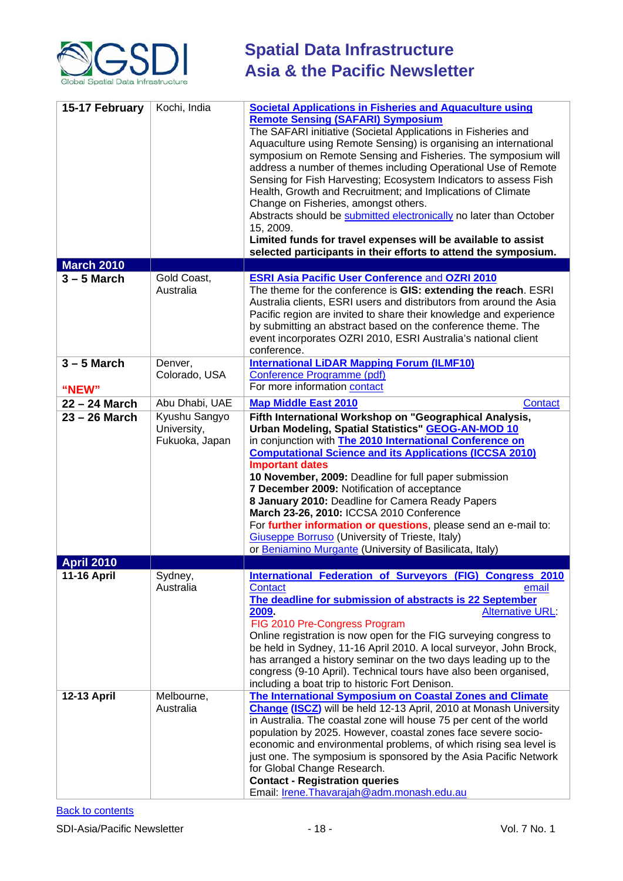| | | |
|---|---|---|
| **15-17 February** | Kochi, India | **Societal Applications in Fisheries and Aquaculture using Remote Sensing (SAFARI) Symposium**<br>The SAFARI initiative (Societal Applications in Fisheries and Aquaculture using Remote Sensing) is organising an international symposium on Remote Sensing and Fisheries. The symposium will address a number of themes including Operational Use of Remote Sensing for Fish Harvesting; Ecosystem Indicators to assess Fish Health, Growth and Recruitment; and Implications of Climate Change on Fisheries, amongst others.<br>Abstracts should be submitted electronically no later than October 15, 2009.<br>**Limited funds for travel expenses will be available to assist selected participants in their efforts to attend the symposium.** |
| **March 2010** | | |
| **3 – 5 March** | Gold Coast, Australia | **ESRI Asia Pacific User Conference** and **OZRI 2010**<br>The theme for the conference is **GIS: extending the reach**. ESRI Australia clients, ESRI users and distributors from around the Asia Pacific region are invited to share their knowledge and experience by submitting an abstract based on the conference theme. The event incorporates OZRI 2010, ESRI Australia's national client conference. |
| **3 – 5 March**<br><br>**"NEW"** | Denver, Colorado, USA | **International LiDAR Mapping Forum (ILMF10)**<br>Conference Programme (pdf)<br>For more information contact |
| **22 – 24 March** | Abu Dhabi, UAE | **Map Middle East 2010** Contact |
| **23 – 26 March** | Kyushu Sangyo University, Fukuoka, Japan | **Fifth International Workshop on "Geographical Analysis, Urban Modeling, Spatial Statistics" GEOG-AN-MOD 10**<br>in conjunction with **The 2010 International Conference on Computational Science and its Applications (ICCSA 2010)**<br>**Important dates**<br>**10 November, 2009:** Deadline for full paper submission<br>**7 December 2009:** Notification of acceptance<br>**8 January 2010:** Deadline for Camera Ready Papers<br>**March 23-26, 2010:** ICCSA 2010 Conference<br>For **further information or questions**, please send an e-mail to: Giuseppe Borruso (University of Trieste, Italy)<br>or Beniamino Murgante (University of Basilicata, Italy) |
| **April 2010** | | |
| **11-16 April** | Sydney, Australia | **International Federation of Surveyors (FIG) Congress 2010**<br>Contact email<br>**The deadline for submission of abstracts is 22 September 2009.** Alternative URL:<br>FIG 2010 Pre-Congress Program<br>Online registration is now open for the FIG surveying congress to be held in Sydney, 11-16 April 2010. A local surveyor, John Brock, has arranged a history seminar on the two days leading up to the congress (9-10 April). Technical tours have also been organised, including a boat trip to historic Fort Denison. |
| **12-13 April** | Melbourne, Australia | **The International Symposium on Coastal Zones and Climate Change (ISCZ)** will be held 12-13 April, 2010 at Monash University in Australia. The coastal zone will house 75 per cent of the world population by 2025. However, coastal zones face severe socio-economic and environmental problems, of which rising sea level is just one. The symposium is sponsored by the Asia Pacific Network for Global Change Research.<br>**Contact - Registration queries**<br>Email: Irene.Thavarajah@adm.monash.edu.au |

Back to contents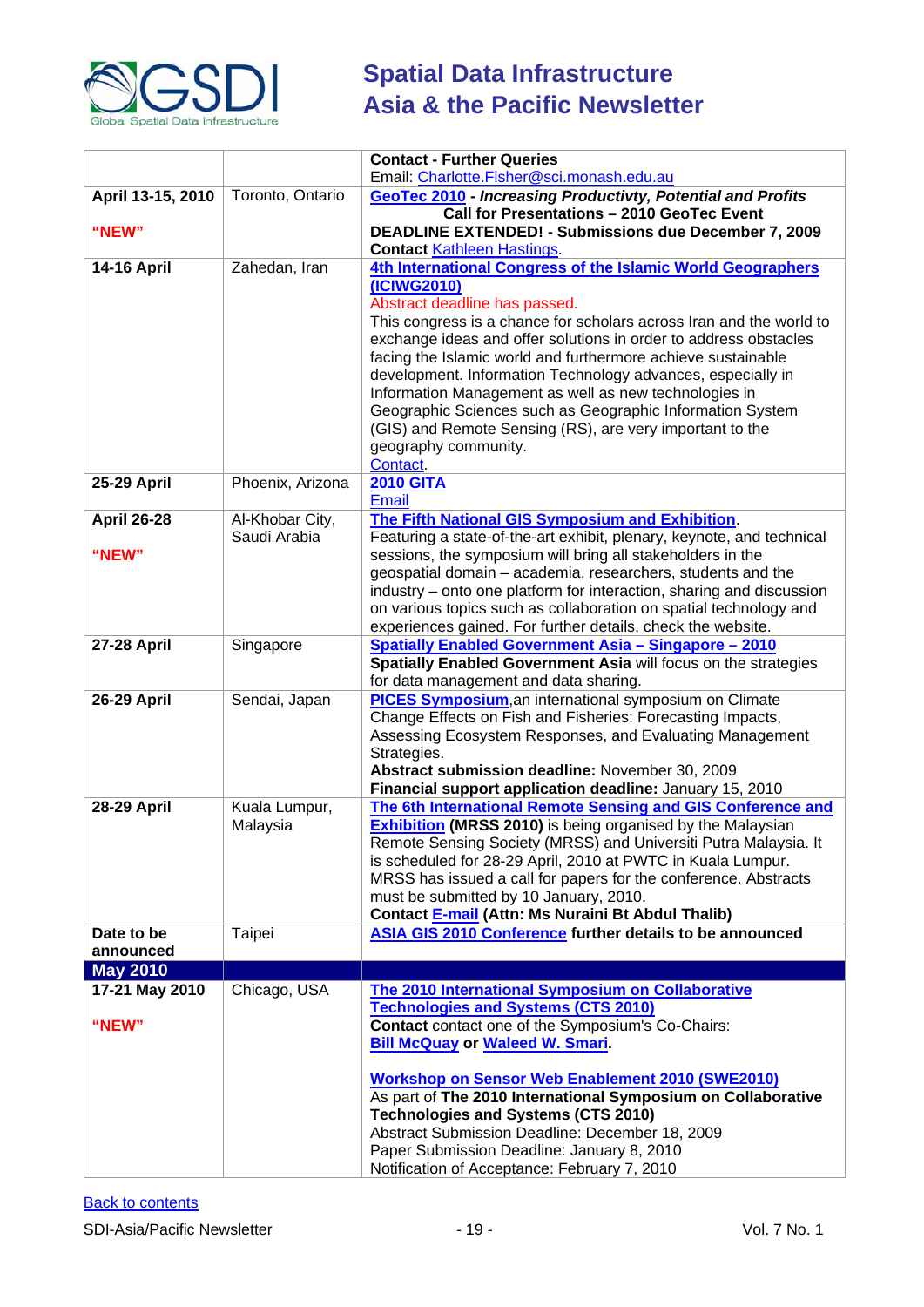| | | |
|---|---|---|
| | | **Contact - Further Queries**<br>Email: Charlotte.Fisher@sci.monash.edu.au |
| **April 13-15, 2010**<br><br>**"NEW"** | Toronto, Ontario | **GeoTec 2010** - ***Increasing Productivty, Potential and Profits***<br>**Call for Presentations – 2010 GeoTec Event**<br>**DEADLINE EXTENDED! - Submissions due December 7, 2009**<br>**Contact** Kathleen Hastings. |
| **14-16 April** | Zahedan, Iran | **4th International Congress of the Islamic World Geographers (ICIWG2010)**<br>Abstract deadline has passed.<br>This congress is a chance for scholars across Iran and the world to exchange ideas and offer solutions in order to address obstacles facing the Islamic world and furthermore achieve sustainable development. Information Technology advances, especially in Information Management as well as new technologies in Geographic Sciences such as Geographic Information System (GIS) and Remote Sensing (RS), are very important to the geography community.<br>Contact. |
| **25-29 April** | Phoenix, Arizona | **2010 GITA**<br>Email |
| **April 26-28**<br><br>**"NEW"** | Al-Khobar City, Saudi Arabia | **The Fifth National GIS Symposium and Exhibition**.<br>Featuring a state-of-the-art exhibit, plenary, keynote, and technical sessions, the symposium will bring all stakeholders in the geospatial domain – academia, researchers, students and the industry – onto one platform for interaction, sharing and discussion on various topics such as collaboration on spatial technology and experiences gained. For further details, check the website. |
| **27-28 April** | Singapore | **Spatially Enabled Government Asia – Singapore – 2010**<br>**Spatially Enabled Government Asia** will focus on the strategies for data management and data sharing. |
| **26-29 April** | Sendai, Japan | **PICES Symposium**,an international symposium on Climate Change Effects on Fish and Fisheries: Forecasting Impacts, Assessing Ecosystem Responses, and Evaluating Management Strategies.<br>**Abstract submission deadline:** November 30, 2009<br>**Financial support application deadline:** January 15, 2010 |
| **28-29 April** | Kuala Lumpur, Malaysia | **The 6th International Remote Sensing and GIS Conference and Exhibition** **(MRSS 2010)** is being organised by the Malaysian Remote Sensing Society (MRSS) and Universiti Putra Malaysia. It is scheduled for 28-29 April, 2010 at PWTC in Kuala Lumpur. MRSS has issued a call for papers for the conference. Abstracts must be submitted by 10 January, 2010.<br>**Contact E-mail (Attn: Ms Nuraini Bt Abdul Thalib)** |
| **Date to be announced** | Taipei | **ASIA GIS 2010 Conference further details to be announced** |
| **May 2010** | | |
| **17-21 May 2010**<br><br>**"NEW"** | Chicago, USA | **The 2010 International Symposium on Collaborative Technologies and Systems (CTS 2010)**<br>**Contact** contact one of the Symposium's Co-Chairs:<br>**Bill McQuay or Waleed W. Smari.**<br><br>**Workshop on Sensor Web Enablement 2010 (SWE2010)**<br>As part of **The 2010 International Symposium on Collaborative Technologies and Systems (CTS 2010)**<br>Abstract Submission Deadline: December 18, 2009<br>Paper Submission Deadline: January 8, 2010<br>Notification of Acceptance: February 7, 2010 |

Back to contents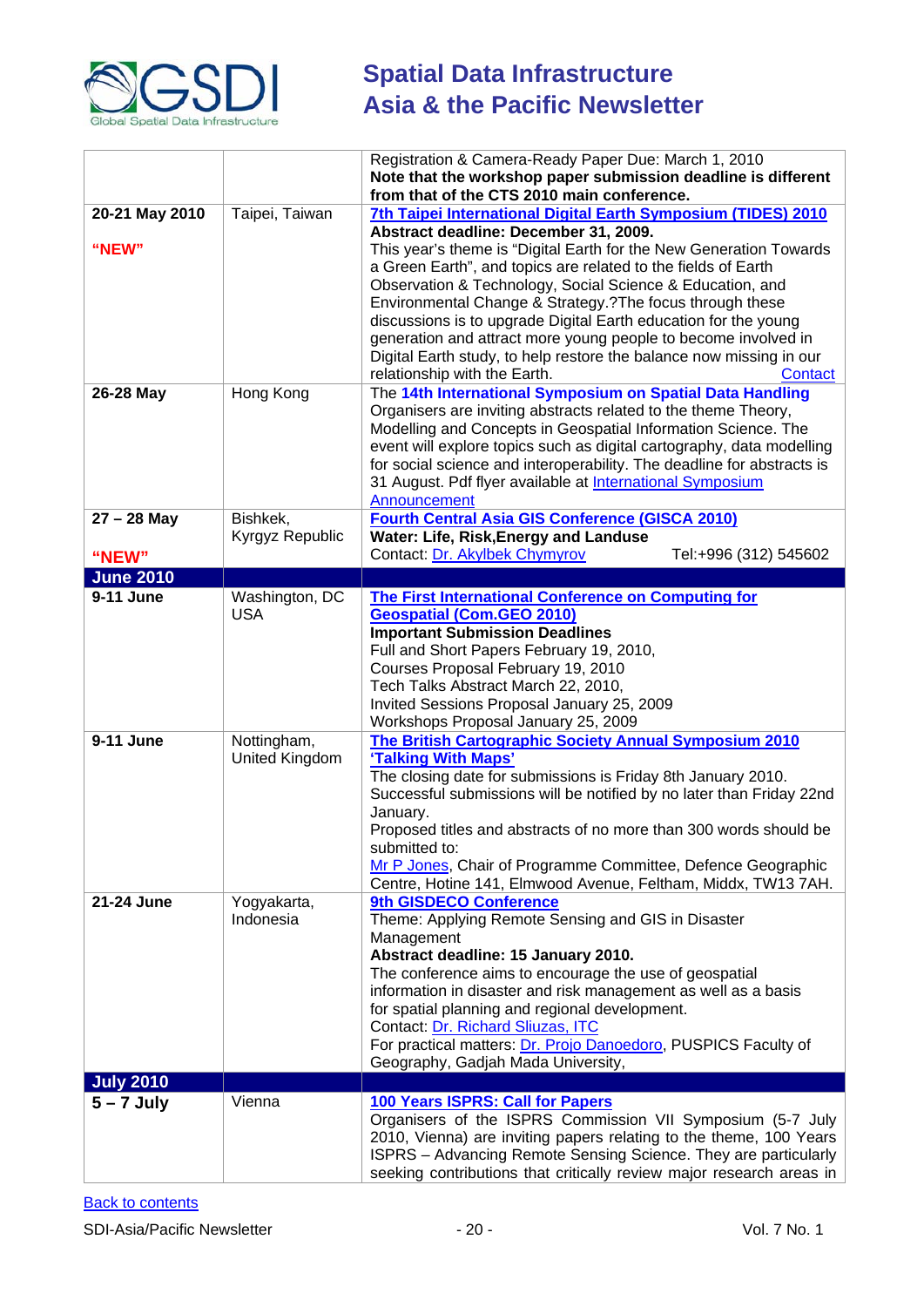| | | |
|---|---|---|
| | | Registration & Camera-Ready Paper Due: March 1, 2010 **Note that the workshop paper submission deadline is different from that of the CTS 2010 main conference.** |
| **20-21 May 2010** **"NEW"** | Taipei, Taiwan | **7th Taipei International Digital Earth Symposium (TIDES) 2010** **Abstract deadline: December 31, 2009.** This year's theme is "Digital Earth for the New Generation Towards a Green Earth", and topics are related to the fields of Earth Observation & Technology, Social Science & Education, and Environmental Change & Strategy.?The focus through these discussions is to upgrade Digital Earth education for the young generation and attract more young people to become involved in Digital Earth study, to help restore the balance now missing in our relationship with the Earth. Contact |
| **26-28 May** | Hong Kong | The **14th International Symposium on Spatial Data Handling** Organisers are inviting abstracts related to the theme Theory, Modelling and Concepts in Geospatial Information Science. The event will explore topics such as digital cartography, data modelling for social science and interoperability. The deadline for abstracts is 31 August. Pdf flyer available at International Symposium Announcement |
| **27 – 28 May** **"NEW"** | Bishkek, Kyrgyz Republic | **Fourth Central Asia GIS Conference (GISCA 2010)** **Water: Life, Risk,Energy and Landuse** Contact: Dr. Akylbek Chymyrov Tel:+996 (312) 545602 |
| **June 2010** | | |
| **9-11 June** | Washington, DC USA | **The First International Conference on Computing for Geospatial (Com.GEO 2010)** **Important Submission Deadlines** Full and Short Papers February 19, 2010, Courses Proposal February 19, 2010 Tech Talks Abstract March 22, 2010, Invited Sessions Proposal January 25, 2009 Workshops Proposal January 25, 2009 |
| **9-11 June** | Nottingham, United Kingdom | **The British Cartographic Society Annual Symposium 2010 'Talking With Maps'** The closing date for submissions is Friday 8th January 2010. Successful submissions will be notified by no later than Friday 22nd January. Proposed titles and abstracts of no more than 300 words should be submitted to: Mr P Jones, Chair of Programme Committee, Defence Geographic Centre, Hotine 141, Elmwood Avenue, Feltham, Middx, TW13 7AH. |
| **21-24 June** | Yogyakarta, Indonesia | **9th GISDECO Conference** Theme: Applying Remote Sensing and GIS in Disaster Management **Abstract deadline: 15 January 2010.** The conference aims to encourage the use of geospatial information in disaster and risk management as well as a basis for spatial planning and regional development. Contact: Dr. Richard Sliuzas, ITC For practical matters: Dr. Projo Danoedoro, PUSPICS Faculty of Geography, Gadjah Mada University, |
| **July 2010** | | |
| **5 – 7 July** | Vienna | **100 Years ISPRS: Call for Papers** Organisers of the ISPRS Commission VII Symposium (5-7 July 2010, Vienna) are inviting papers relating to the theme, 100 Years ISPRS – Advancing Remote Sensing Science. They are particularly seeking contributions that critically review major research areas in |

Back to contents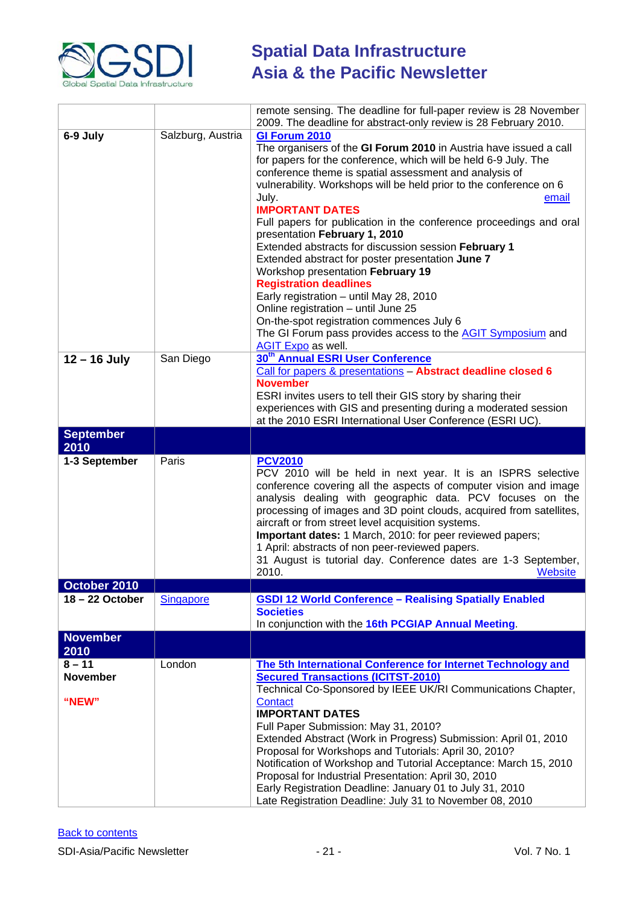| | | |
|---|---|---|
| | | remote sensing. The deadline for full-paper review is 28 November 2009. The deadline for abstract-only review is 28 February 2010. |
| **6-9 July** | Salzburg, Austria | **GI Forum 2010**<br>The organisers of the **GI Forum 2010** in Austria have issued a call for papers for the conference, which will be held 6-9 July. The conference theme is spatial assessment and analysis of vulnerability. Workshops will be held prior to the conference on 6 July. email<br>**IMPORTANT DATES**<br>Full papers for publication in the conference proceedings and oral presentation **February 1, 2010**<br>Extended abstracts for discussion session **February 1**<br>Extended abstract for poster presentation **June 7**<br>Workshop presentation **February 19**<br>**Registration deadlines**<br>Early registration – until May 28, 2010<br>Online registration – until June 25<br>On-the-spot registration commences July 6<br>The GI Forum pass provides access to the AGIT Symposium and AGIT Expo as well. |
| **12 – 16 July** | San Diego | **30th Annual ESRI User Conference**<br>Call for papers & presentations – **Abstract deadline closed 6 November**<br>ESRI invites users to tell their GIS story by sharing their experiences with GIS and presenting during a moderated session at the 2010 ESRI International User Conference (ESRI UC). |
| **September 2010** | | |
| **1-3 September** | Paris | **PCV2010**<br>PCV 2010 will be held in next year. It is an ISPRS selective conference covering all the aspects of computer vision and image analysis dealing with geographic data. PCV focuses on the processing of images and 3D point clouds, acquired from satellites, aircraft or from street level acquisition systems.<br>**Important dates:** 1 March, 2010: for peer reviewed papers;<br>1 April: abstracts of non peer-reviewed papers.<br>31 August is tutorial day. Conference dates are 1-3 September, 2010. Website |
| **October 2010** | | |
| **18 – 22 October** | Singapore | **GSDI 12 World Conference – Realising Spatially Enabled Societies**<br>In conjunction with the **16th PCGIAP Annual Meeting**. |
| **November 2010** | | |
| **8 – 11 November**<br><br>**"NEW"** | London | **The 5th International Conference for Internet Technology and Secured Transactions (ICITST-2010)**<br>Technical Co-Sponsored by IEEE UK/RI Communications Chapter, Contact<br>**IMPORTANT DATES**<br>Full Paper Submission: May 31, 2010?<br>Extended Abstract (Work in Progress) Submission: April 01, 2010<br>Proposal for Workshops and Tutorials: April 30, 2010?<br>Notification of Workshop and Tutorial Acceptance: March 15, 2010<br>Proposal for Industrial Presentation: April 30, 2010<br>Early Registration Deadline: January 01 to July 31, 2010<br>Late Registration Deadline: July 31 to November 08, 2010 |

Back to contents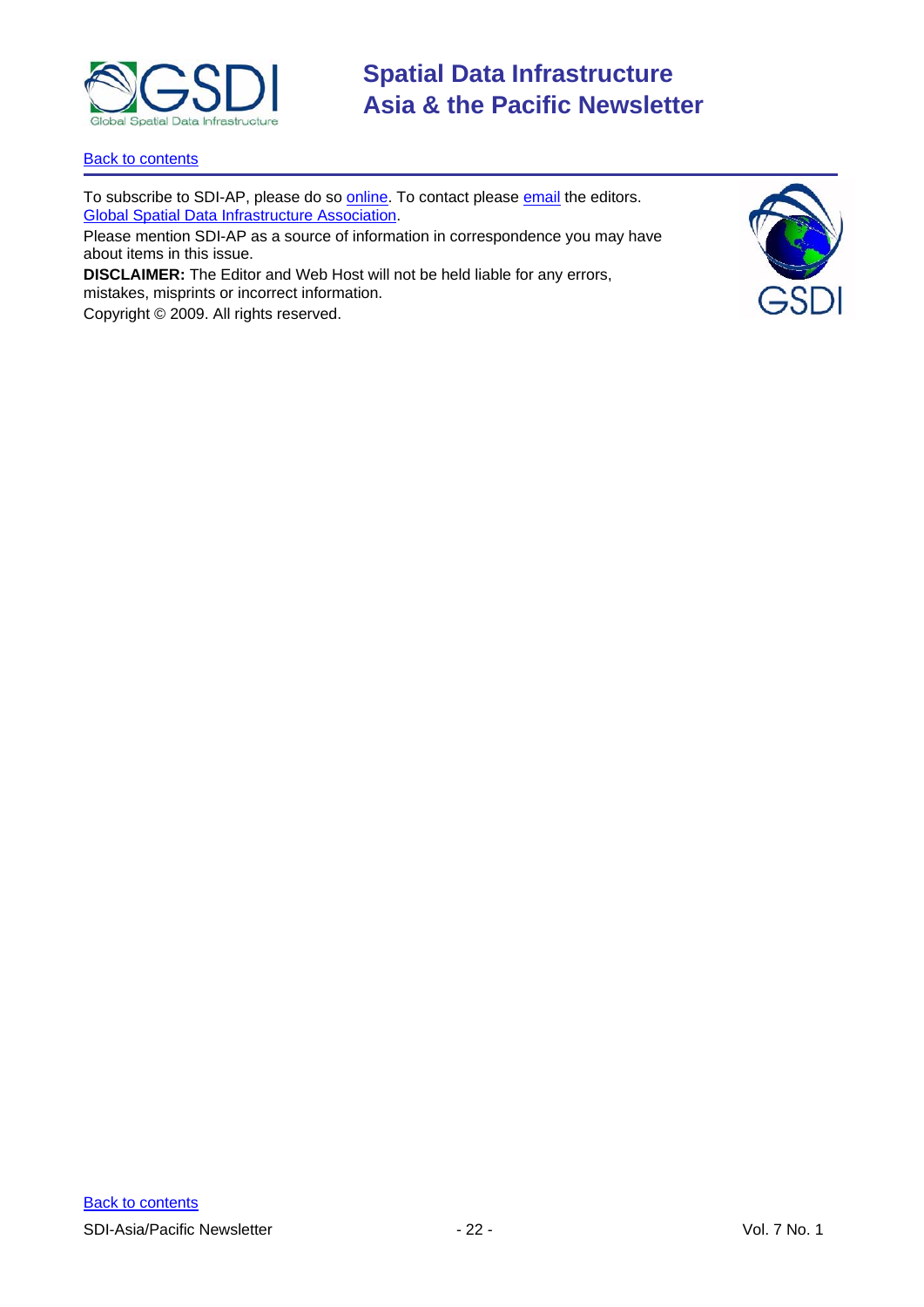[Back to contents](#)

To subscribe to SDI-AP, please do so [online](#). To contact please [email](#) the editors.
[Global Spatial Data Infrastructure Association](#).

Please mention SDI-AP as a source of information in correspondence you may have about items in this issue.

**DISCLAIMER:** The Editor and Web Host will not be held liable for any errors, mistakes, misprints or incorrect information.

Copyright © 2009. All rights reserved.

[Back to contents](#)